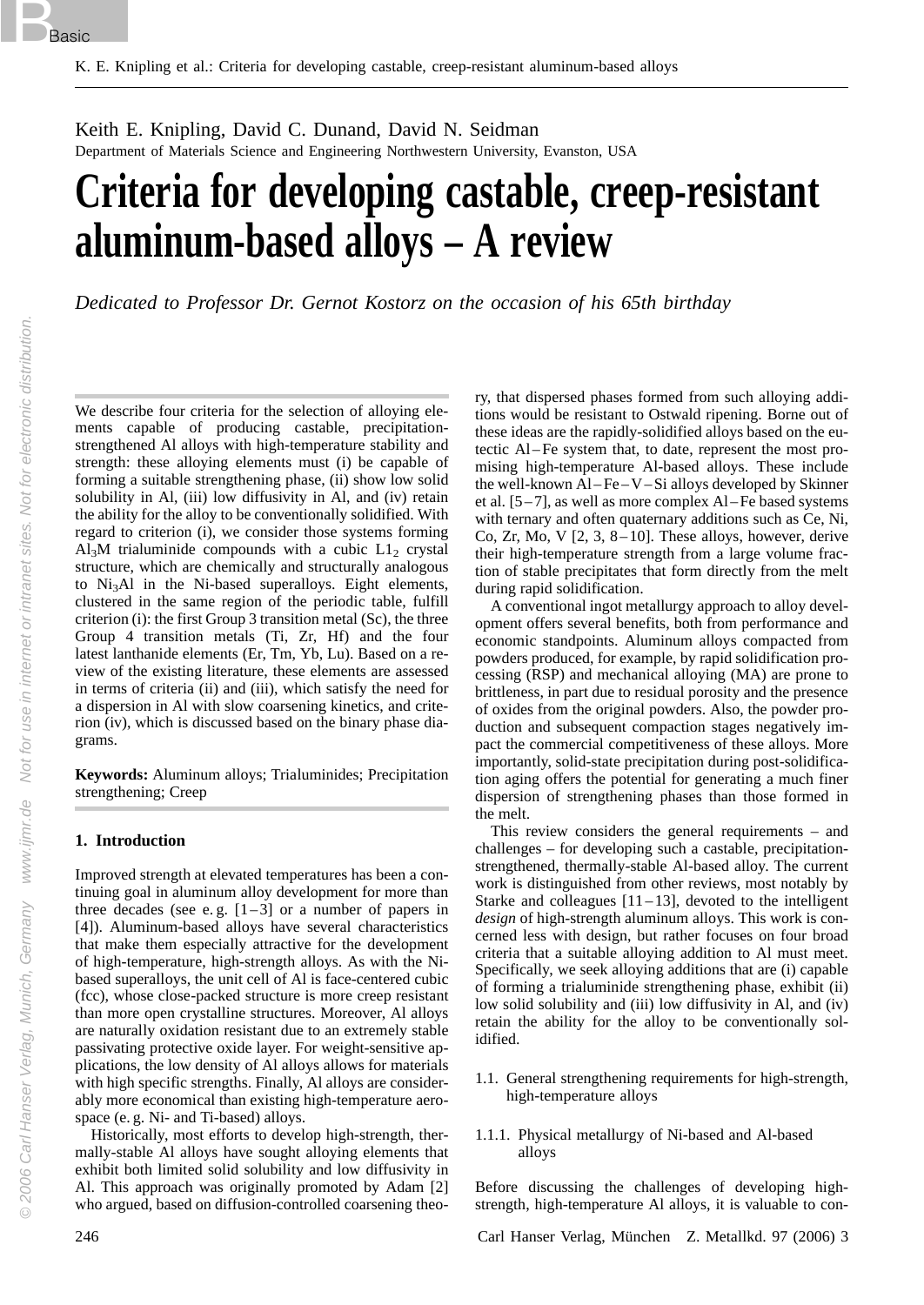Keith E. Knipling, David C. Dunand, David N. Seidman

Department of Materials Science and Engineering Northwestern University, Evanston, USA

# Criteria for developing castable, creep-resistant aluminum-based alloys – A review

*Dedicated to Professor Dr. Gernot Kostorz on the occasion of his 65th birthday*

We describe four criteria for the selection of alloying elements capable of producing castable, precipitation-strengthened Al alloys with high-temperature stability and strength: these alloying elements must (i) be capable of forming a suitable strengthening phase, (ii) show low solid solubility in Al, (iii) low diffusivity in Al, and (iv) retain the ability for the alloy to be conventionally solidified. With regard to criterion (i), we consider those systems forming $Al_3M$ trialuminide compounds with a cubic $L1_2$ crystal structure, which are chemically and structurally analogous to $Ni_3Al$ in the Ni-based superalloys. Eight elements, clustered in the same region of the periodic table, fulfill criterion (i): the first Group 3 transition metal (Sc), the three Group 4 transition metals (Ti, Zr, Hf) and the four latest lanthanide elements (Er, Tm, Yb, Lu). Based on a review of the existing literature, these elements are assessed in terms of criteria (ii) and (iii), which satisfy the need for a dispersion in Al with slow coarsening kinetics, and criterion (iv), which is discussed based on the binary phase diagrams.

**Keywords:** Aluminum alloys; Trialuminides; Precipitation strengthening; Creep

## 1. Introduction

Improved strength at elevated temperatures has been a continuing goal in aluminum alloy development for more than three decades (see e. g. [1–3] or a number of papers in [4]). Aluminum-based alloys have several characteristics that make them especially attractive for the development of high-temperature, high-strength alloys. As with the Ni-based superalloys, the unit cell of Al is face-centered cubic (fcc), whose close-packed structure is more creep resistant than more open crystalline structures. Moreover, Al alloys are naturally oxidation resistant due to an extremely stable passivating protective oxide layer. For weight-sensitive applications, the low density of Al alloys allows for materials with high specific strengths. Finally, Al alloys are considerably more economical than existing high-temperature aerospace (e. g. Ni- and Ti-based) alloys.

Historically, most efforts to develop high-strength, thermally-stable Al alloys have sought alloying elements that exhibit both limited solid solubility and low diffusivity in Al. This approach was originally promoted by Adam [2] who argued, based on diffusion-controlled coarsening theory, that dispersed phases formed from such alloying additions would be resistant to Ostwald ripening. Borne out of these ideas are the rapidly-solidified alloys based on the eutectic Al–Fe system that, to date, represent the most promising high-temperature Al-based alloys. These include the well-known Al–Fe–V–Si alloys developed by Skinner et al. [5–7], as well as more complex Al–Fe based systems with ternary and often quaternary additions such as Ce, Ni, Co, Zr, Mo, V [2, 3, 8–10]. These alloys, however, derive their high-temperature strength from a large volume fraction of stable precipitates that form directly from the melt during rapid solidification.

A conventional ingot metallurgy approach to alloy development offers several benefits, both from performance and economic standpoints. Aluminum alloys compacted from powders produced, for example, by rapid solidification processing (RSP) and mechanical alloying (MA) are prone to brittleness, in part due to residual porosity and the presence of oxides from the original powders. Also, the powder production and subsequent compaction stages negatively impact the commercial competitiveness of these alloys. More importantly, solid-state precipitation during post-solidification aging offers the potential for generating a much finer dispersion of strengthening phases than those formed in the melt.

This review considers the general requirements – and challenges – for developing such a castable, precipitation-strengthened, thermally-stable Al-based alloy. The current work is distinguished from other reviews, most notably by Starke and colleagues [11–13], devoted to the intelligent *design* of high-strength aluminum alloys. This work is concerned less with design, but rather focuses on four broad criteria that a suitable alloying addition to Al must meet. Specifically, we seek alloying additions that are (i) capable of forming a trialuminide strengthening phase, exhibit (ii) low solid solubility and (iii) low diffusivity in Al, and (iv) retain the ability for the alloy to be conventionally solidified.

### 1.1. General strengthening requirements for high-strength, high-temperature alloys

#### 1.1.1. Physical metallurgy of Ni-based and Al-based alloys

Before discussing the challenges of developing high-strength, high-temperature Al alloys, it is valuable to con-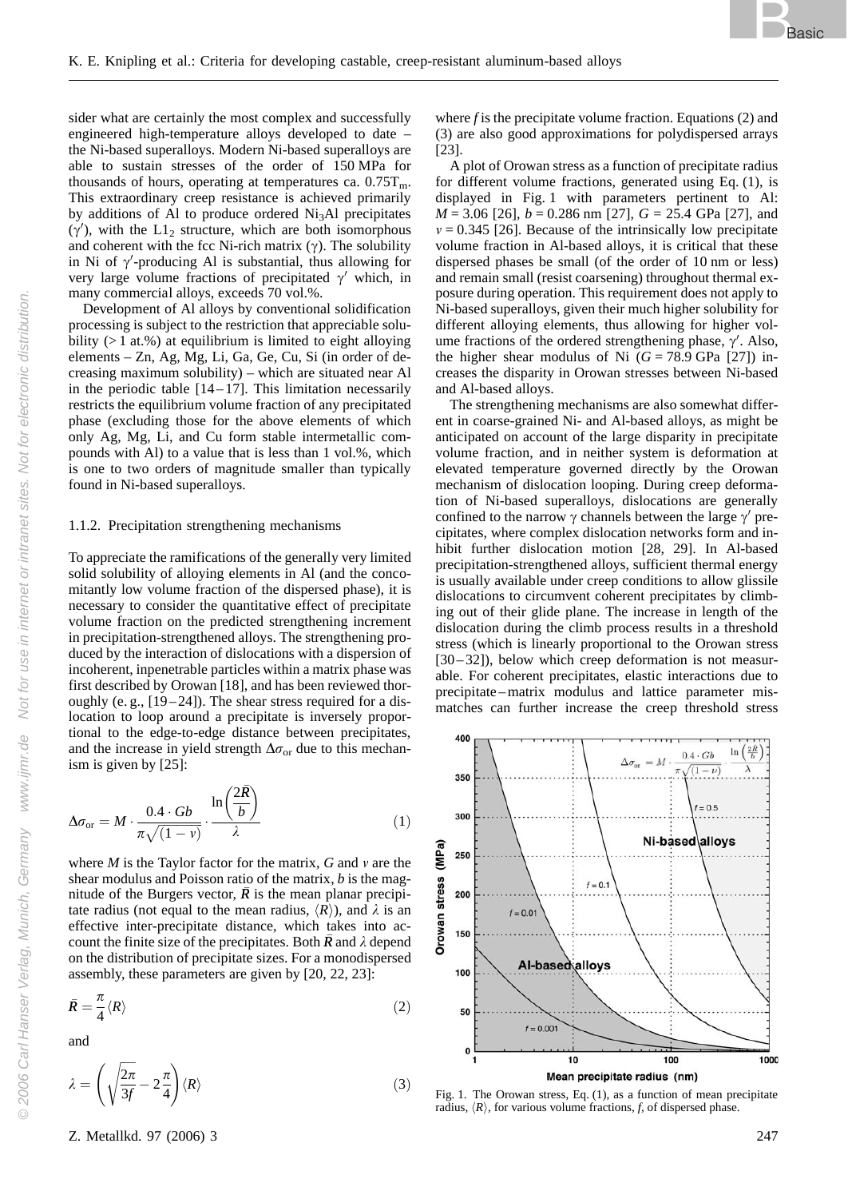sider what are certainly the most complex and successfully engineered high-temperature alloys developed to date – the Ni-based superalloys. Modern Ni-based superalloys are able to sustain stresses of the order of 150 MPa for thousands of hours, operating at temperatures ca. $0.75T_m$. This extraordinary creep resistance is achieved primarily by additions of Al to produce ordered $Ni_3Al$ precipitates ($\gamma'$), with the $L1_2$ structure, which are both isomorphous and coherent with the fcc Ni-rich matrix ($\gamma$). The solubility in Ni of $\gamma'$-producing Al is substantial, thus allowing for very large volume fractions of precipitated $\gamma'$ which, in many commercial alloys, exceeds 70 vol.%.

Development of Al alloys by conventional solidification processing is subject to the restriction that appreciable solubility (> 1 at.%) at equilibrium is limited to eight alloying elements – Zn, Ag, Mg, Li, Ga, Ge, Cu, Si (in order of decreasing maximum solubility) – which are situated near Al in the periodic table [14–17]. This limitation necessarily restricts the equilibrium volume fraction of any precipitated phase (excluding those for the above elements of which only Ag, Mg, Li, and Cu form stable intermetallic compounds with Al) to a value that is less than 1 vol.%, which is one to two orders of magnitude smaller than typically found in Ni-based superalloys.

### 1.1.2. Precipitation strengthening mechanisms

To appreciate the ramifications of the generally very limited solid solubility of alloying elements in Al (and the concomitantly low volume fraction of the dispersed phase), it is necessary to consider the quantitative effect of precipitate volume fraction on the predicted strengthening increment in precipitation-strengthened alloys. The strengthening produced by the interaction of dislocations with a dispersion of incoherent, inpenetrable particles within a matrix phase was first described by Orowan [18], and has been reviewed thoroughly (e. g., [19–24]). The shear stress required for a dislocation to loop around a precipitate is inversely proportional to the edge-to-edge distance between precipitates, and the increase in yield strength $\Delta\sigma_{or}$ due to this mechanism is given by [25]:

$$\Delta\sigma_{or} = M \cdot \frac{0.4 \cdot Gb}{\pi\sqrt{(1-\nu)}} \cdot \frac{\ln\left(\frac{2\bar{R}}{b}\right)}{\lambda} \quad (1)$$

where $M$ is the Taylor factor for the matrix, $G$ and $\nu$ are the shear modulus and Poisson ratio of the matrix, $b$ is the magnitude of the Burgers vector, $\bar{R}$ is the mean planar precipitate radius (not equal to the mean radius, $\langle R\rangle$), and $\lambda$ is an effective inter-precipitate distance, which takes into account the finite size of the precipitates. Both $\bar{R}$ and $\lambda$ depend on the distribution of precipitate sizes. For a monodispersed assembly, these parameters are given by [20, 22, 23]:

$$\bar{R} = \frac{\pi}{4}\langle R\rangle \quad (2)$$

and

$$\lambda = \left(\sqrt{\frac{2\pi}{3f}} - 2\frac{\pi}{4}\right)\langle R\rangle \quad (3)$$

where $f$ is the precipitate volume fraction. Equations (2) and (3) are also good approximations for polydispersed arrays [23].

A plot of Orowan stress as a function of precipitate radius for different volume fractions, generated using Eq. (1), is displayed in Fig. 1 with parameters pertinent to Al: $M = 3.06$ [26], $b = 0.286$ nm [27], $G = 25.4$ GPa [27], and $\nu = 0.345$ [26]. Because of the intrinsically low precipitate volume fraction in Al-based alloys, it is critical that these dispersed phases be small (of the order of 10 nm or less) and remain small (resist coarsening) throughout thermal exposure during operation. This requirement does not apply to Ni-based superalloys, given their much higher solubility for different alloying elements, thus allowing for higher volume fractions of the ordered strengthening phase, $\gamma'$. Also, the higher shear modulus of Ni ($G = 78.9$ GPa [27]) increases the disparity in Orowan stresses between Ni-based and Al-based alloys.

The strengthening mechanisms are also somewhat different in coarse-grained Ni- and Al-based alloys, as might be anticipated on account of the large disparity in precipitate volume fraction, and in neither system is deformation at elevated temperature governed directly by the Orowan mechanism of dislocation looping. During creep deformation of Ni-based superalloys, dislocations are generally confined to the narrow $\gamma$ channels between the large $\gamma'$ precipitates, where complex dislocation networks form and inhibit further dislocation motion [28, 29]. In Al-based precipitation-strengthened alloys, sufficient thermal energy is usually available under creep conditions to allow glissile dislocations to circumvent coherent precipitates by climbing out of their glide plane. The increase in length of the dislocation during the climb process results in a threshold stress (which is linearly proportional to the Orowan stress [30–32]), below which creep deformation is not measurable. For coherent precipitates, elastic interactions due to precipitate–matrix modulus and lattice parameter mismatches can further increase the creep threshold stress

Fig. 1. The Orowan stress, Eq. (1), as a function of mean precipitate radius, $\langle R\rangle$, for various volume fractions, $f$, of dispersed phase.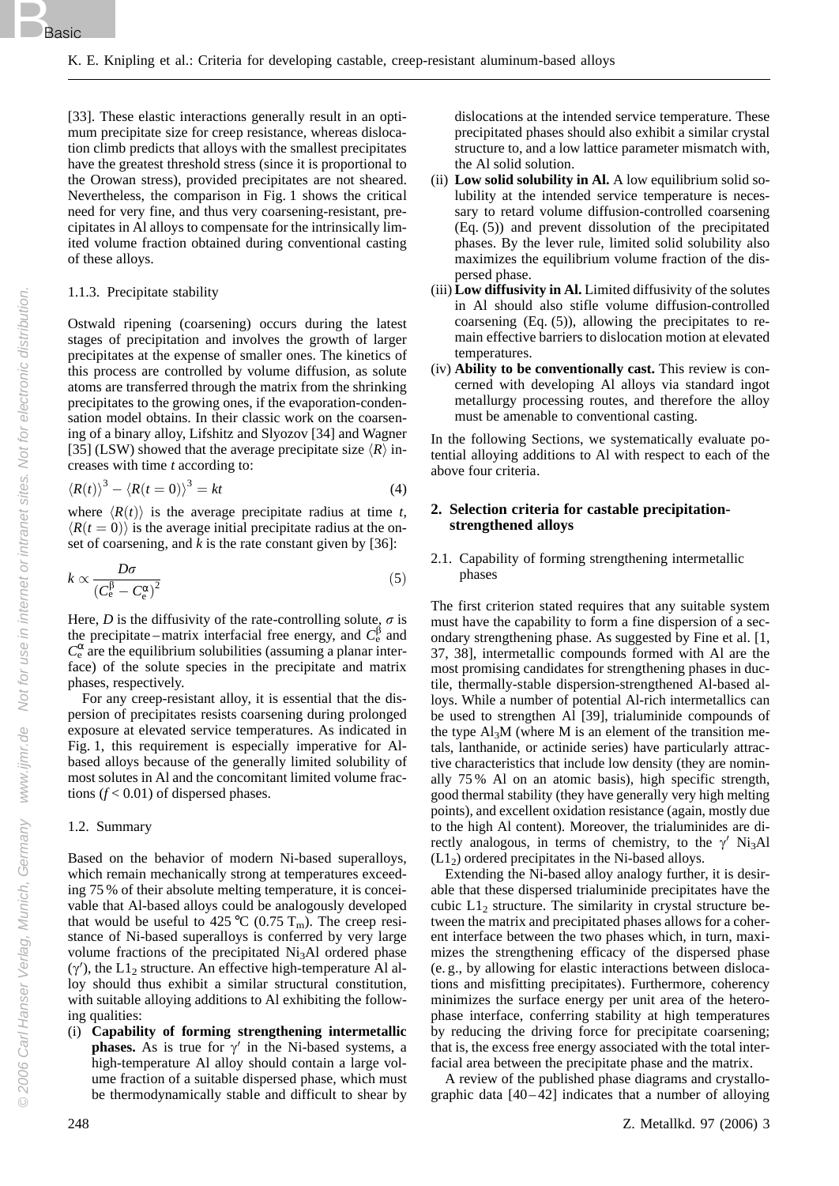[33]. These elastic interactions generally result in an optimum precipitate size for creep resistance, whereas dislocation climb predicts that alloys with the smallest precipitates have the greatest threshold stress (since it is proportional to the Orowan stress), provided precipitates are not sheared. Nevertheless, the comparison in Fig. 1 shows the critical need for very fine, and thus very coarsening-resistant, precipitates in Al alloys to compensate for the intrinsically limited volume fraction obtained during conventional casting of these alloys.

### 1.1.3. Precipitate stability

Ostwald ripening (coarsening) occurs during the latest stages of precipitation and involves the growth of larger precipitates at the expense of smaller ones. The kinetics of this process are controlled by volume diffusion, as solute atoms are transferred through the matrix from the shrinking precipitates to the growing ones, if the evaporation-condensation model obtains. In their classic work on the coarsening of a binary alloy, Lifshitz and Slyozov [34] and Wagner [35] (LSW) showed that the average precipitate size $\langle R \rangle$ increases with time $t$ according to:

$$\langle R(t) \rangle^3 - \langle R(t=0) \rangle^3 = kt \tag{4}$$

where $\langle R(t) \rangle$ is the average precipitate radius at time $t$, $\langle R(t=0) \rangle$ is the average initial precipitate radius at the onset of coarsening, and $k$ is the rate constant given by [36]:

$$k \propto \frac{D\sigma}{\left(C_e^\beta - C_e^\alpha\right)^2} \tag{5}$$

Here, $D$ is the diffusivity of the rate-controlling solute, $\sigma$ is the precipitate–matrix interfacial free energy, and $C_e^\beta$ and $C_e^\alpha$ are the equilibrium solubilities (assuming a planar interface) of the solute species in the precipitate and matrix phases, respectively.

For any creep-resistant alloy, it is essential that the dispersion of precipitates resists coarsening during prolonged exposure at elevated service temperatures. As indicated in Fig. 1, this requirement is especially imperative for Al-based alloys because of the generally limited solubility of most solutes in Al and the concomitant limited volume fractions ($f < 0.01$) of dispersed phases.

## 1.2. Summary

Based on the behavior of modern Ni-based superalloys, which remain mechanically strong at temperatures exceeding 75 % of their absolute melting temperature, it is conceivable that Al-based alloys could be analogously developed that would be useful to 425 °C (0.75 $T_m$). The creep resistance of Ni-based superalloys is conferred by very large volume fractions of the precipitated $Ni_3Al$ ordered phase ($\gamma'$), the $L1_2$ structure. An effective high-temperature Al alloy should thus exhibit a similar structural constitution, with suitable alloying additions to Al exhibiting the following qualities:

(i) **Capability of forming strengthening intermetallic phases.** As is true for $\gamma'$ in the Ni-based systems, a high-temperature Al alloy should contain a large volume fraction of a suitable dispersed phase, which must be thermodynamically stable and difficult to shear by dislocations at the intended service temperature. These precipitated phases should also exhibit a similar crystal structure to, and a low lattice parameter mismatch with, the Al solid solution.

(ii) **Low solid solubility in Al.** A low equilibrium solid solubility at the intended service temperature is necessary to retard volume diffusion-controlled coarsening (Eq. (5)) and prevent dissolution of the precipitated phases. By the lever rule, limited solid solubility also maximizes the equilibrium volume fraction of the dispersed phase.

(iii) **Low diffusivity in Al.** Limited diffusivity of the solutes in Al should also stifle volume diffusion-controlled coarsening (Eq. (5)), allowing the precipitates to remain effective barriers to dislocation motion at elevated temperatures.

(iv) **Ability to be conventionally cast.** This review is concerned with developing Al alloys via standard ingot metallurgy processing routes, and therefore the alloy must be amenable to conventional casting.

In the following Sections, we systematically evaluate potential alloying additions to Al with respect to each of the above four criteria.

# 2. Selection criteria for castable precipitation-strengthened alloys

## 2.1. Capability of forming strengthening intermetallic phases

The first criterion stated requires that any suitable system must have the capability to form a fine dispersion of a secondary strengthening phase. As suggested by Fine et al. [1, 37, 38], intermetallic compounds formed with Al are the most promising candidates for strengthening phases in ductile, thermally-stable dispersion-strengthened Al-based alloys. While a number of potential Al-rich intermetallics can be used to strengthen Al [39], trialuminide compounds of the type $Al_3M$ (where M is an element of the transition metals, lanthanide, or actinide series) have particularly attractive characteristics that include low density (they are nominally 75 % Al on an atomic basis), high specific strength, good thermal stability (they have generally very high melting points), and excellent oxidation resistance (again, mostly due to the high Al content). Moreover, the trialuminides are directly analogous, in terms of chemistry, to the $\gamma'$ $Ni_3Al$ ($L1_2$) ordered precipitates in the Ni-based alloys.

Extending the Ni-based alloy analogy further, it is desirable that these dispersed trialuminide precipitates have the cubic $L1_2$ structure. The similarity in crystal structure between the matrix and precipitated phases allows for a coherent interface between the two phases which, in turn, maximizes the strengthening efficacy of the dispersed phase (e. g., by allowing for elastic interactions between dislocations and misfitting precipitates). Furthermore, coherency minimizes the surface energy per unit area of the heterophase interface, conferring stability at high temperatures by reducing the driving force for precipitate coarsening; that is, the excess free energy associated with the total interfacial area between the precipitate phase and the matrix.

A review of the published phase diagrams and crystallographic data [40–42] indicates that a number of alloying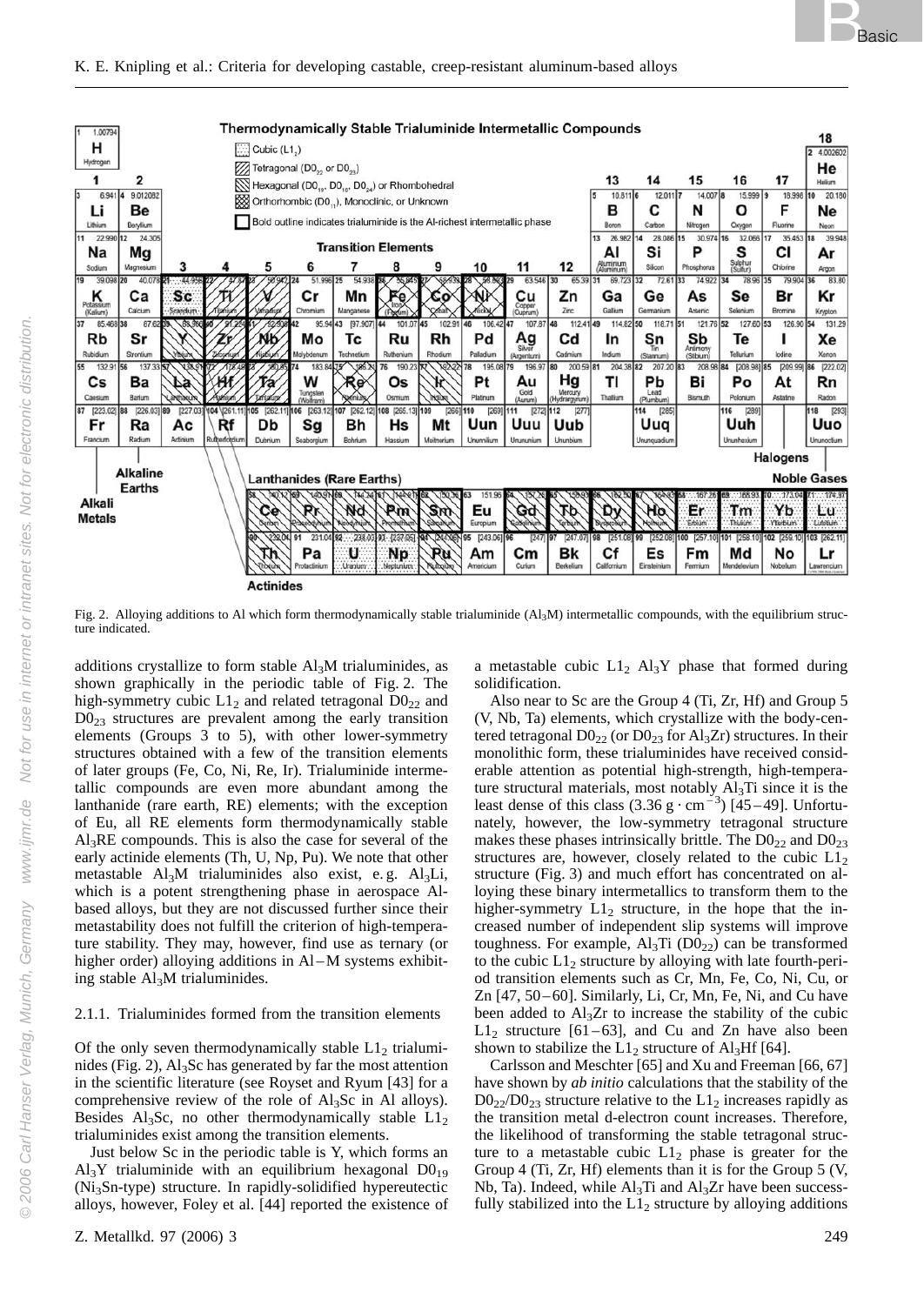Fig. 2. Alloying additions to Al which form thermodynamically stable trialuminide ($Al_3M$) intermetallic compounds, with the equilibrium structure indicated.

additions crystallize to form stable $Al_3M$ trialuminides, as shown graphically in the periodic table of Fig. 2. The high-symmetry cubic $L1_2$ and related tetragonal $D0_{22}$ and $D0_{23}$ structures are prevalent among the early transition elements (Groups 3 to 5), with other lower-symmetry structures obtained with a few of the transition elements of later groups (Fe, Co, Ni, Re, Ir). Trialuminide intermetallic compounds are even more abundant among the lanthanide (rare earth, RE) elements; with the exception of Eu, all RE elements form thermodynamically stable $Al_3RE$ compounds. This is also the case for several of the early actinide elements (Th, U, Np, Pu). We note that other metastable $Al_3M$ trialuminides also exist, e. g. $Al_3Li$, which is a potent strengthening phase in aerospace Al-based alloys, but they are not discussed further since their metastability does not fulfill the criterion of high-temperature stability. They may, however, find use as ternary (or higher order) alloying additions in Al–M systems exhibiting stable $Al_3M$ trialuminides.

### 2.1.1. Trialuminides formed from the transition elements

Of the only seven thermodynamically stable $L1_2$ trialuminides (Fig. 2), $Al_3Sc$ has generated by far the most attention in the scientific literature (see Royset and Ryum [43] for a comprehensive review of the role of $Al_3Sc$ in Al alloys). Besides $Al_3Sc$, no other thermodynamically stable $L1_2$ trialuminides exist among the transition elements.

Just below Sc in the periodic table is Y, which forms an $Al_3Y$ trialuminide with an equilibrium hexagonal $D0_{19}$ ($Ni_3Sn$-type) structure. In rapidly-solidified hypereutectic alloys, however, Foley et al. [44] reported the existence of a metastable cubic $L1_2$ $Al_3Y$ phase that formed during solidification.

Also near to Sc are the Group 4 (Ti, Zr, Hf) and Group 5 (V, Nb, Ta) elements, which crystallize with the body-centered tetragonal $D0_{22}$ (or $D0_{23}$ for $Al_3Zr$) structures. In their monolithic form, these trialuminides have received considerable attention as potential high-strength, high-temperature structural materials, most notably $Al_3Ti$ since it is the least dense of this class ($3.36\ g \cdot cm^{-3}$) [45–49]. Unfortunately, however, the low-symmetry tetragonal structure makes these phases intrinsically brittle. The $D0_{22}$ and $D0_{23}$ structures are, however, closely related to the cubic $L1_2$ structure (Fig. 3) and much effort has concentrated on alloying these binary intermetallics to transform them to the higher-symmetry $L1_2$ structure, in the hope that the increased number of independent slip systems will improve toughness. For example, $Al_3Ti$ ($D0_{22}$) can be transformed to the cubic $L1_2$ structure by alloying with late fourth-period transition elements such as Cr, Mn, Fe, Co, Ni, Cu, or Zn [47, 50–60]. Similarly, Li, Cr, Mn, Fe, Ni, and Cu have been added to $Al_3Zr$ to increase the stability of the cubic $L1_2$ structure [61–63], and Cu and Zn have also been shown to stabilize the $L1_2$ structure of $Al_3Hf$ [64].

Carlsson and Meschter [65] and Xu and Freeman [66, 67] have shown by *ab initio* calculations that the stability of the $D0_{22}/D0_{23}$ structure relative to the $L1_2$ increases rapidly as the transition metal d-electron count increases. Therefore, the likelihood of transforming the stable tetragonal structure to a metastable cubic $L1_2$ phase is greater for the Group 4 (Ti, Zr, Hf) elements than it is for the Group 5 (V, Nb, Ta). Indeed, while $Al_3Ti$ and $Al_3Zr$ have been successfully stabilized into the $L1_2$ structure by alloying additions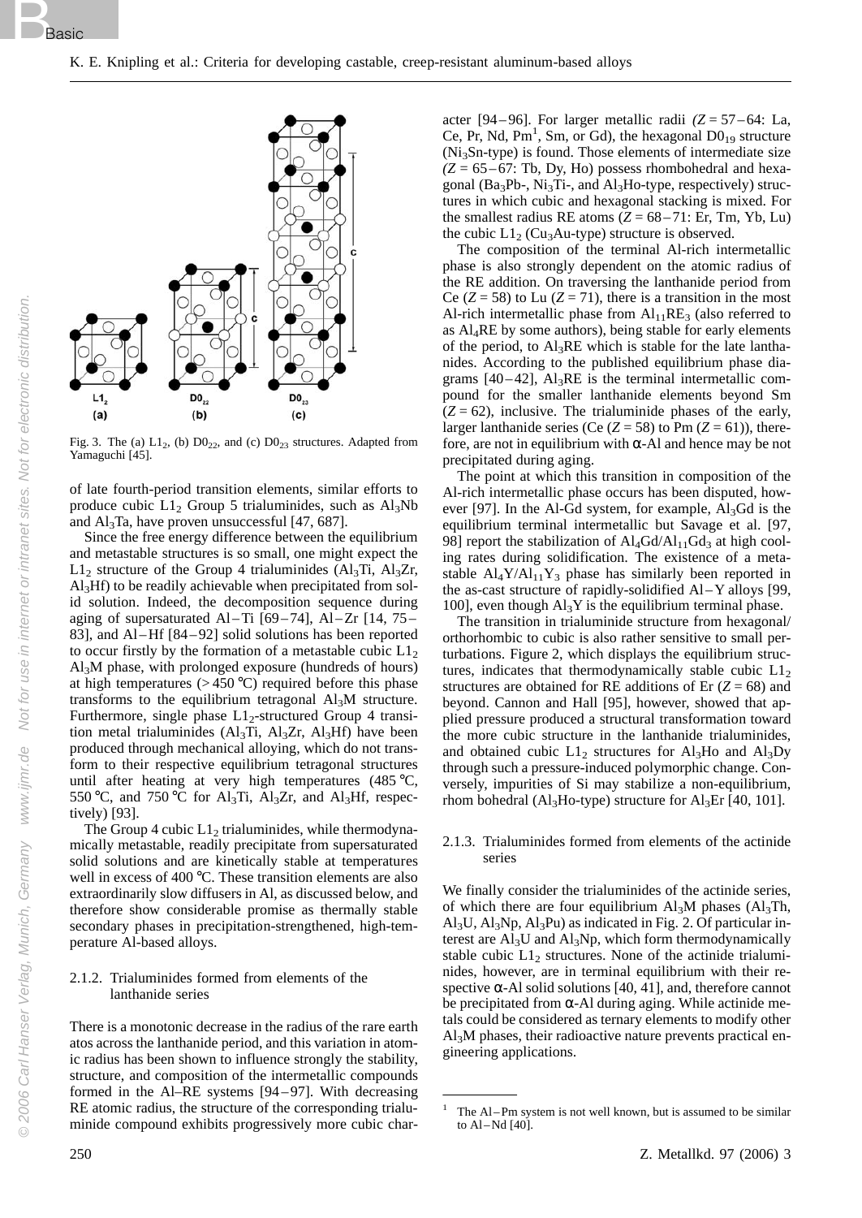Fig. 3. The (a) $L1_2$, (b) $D0_{22}$, and (c) $D0_{23}$ structures. Adapted from Yamaguchi [45].

of late fourth-period transition elements, similar efforts to produce cubic $L1_2$ Group 5 trialuminides, such as $Al_3Nb$ and $Al_3Ta$, have proven unsuccessful [47, 687].

Since the free energy difference between the equilibrium and metastable structures is so small, one might expect the $L1_2$ structure of the Group 4 trialuminides ($Al_3Ti$, $Al_3Zr$, $Al_3Hf$) to be readily achievable when precipitated from solid solution. Indeed, the decomposition sequence during aging of supersaturated Al–Ti [69–74], Al–Zr [14, 75–83], and Al–Hf [84–92] solid solutions has been reported to occur firstly by the formation of a metastable cubic $L1_2$ $Al_3M$ phase, with prolonged exposure (hundreds of hours) at high temperatures (> 450 °C) required before this phase transforms to the equilibrium tetragonal $Al_3M$ structure. Furthermore, single phase $L1_2$-structured Group 4 transition metal trialuminides ($Al_3Ti$, $Al_3Zr$, $Al_3Hf$) have been produced through mechanical alloying, which do not transform to their respective equilibrium tetragonal structures until after heating at very high temperatures (485 °C, 550 °C, and 750 °C for $Al_3Ti$, $Al_3Zr$, and $Al_3Hf$, respectively) [93].

The Group 4 cubic $L1_2$ trialuminides, while thermodynamically metastable, readily precipitate from supersaturated solid solutions and are kinetically stable at temperatures well in excess of 400 °C. These transition elements are also extraordinarily slow diffusers in Al, as discussed below, and therefore show considerable promise as thermally stable secondary phases in precipitation-strengthened, high-temperature Al-based alloys.

### 2.1.2. Trialuminides formed from elements of the lanthanide series

There is a monotonic decrease in the radius of the rare earth atos across the lanthanide period, and this variation in atomic radius has been shown to influence strongly the stability, structure, and composition of the intermetallic compounds formed in the Al–RE systems [94–97]. With decreasing RE atomic radius, the structure of the corresponding trialuminide compound exhibits progressively more cubic character [94–96]. For larger metallic radii *(Z* = 57–64: La, Ce, Pr, Nd, Pm[1], Sm, or Gd), the hexagonal $D0_{19}$ structure ($Ni_3Sn$-type) is found. Those elements of intermediate size *(Z* = 65–67: Tb, Dy, Ho) possess rhombohedral and hexagonal ($Ba_3Pb$-, $Ni_3Ti$-, and $Al_3Ho$-type, respectively) structures in which cubic and hexagonal stacking is mixed. For the smallest radius RE atoms (*Z* = 68–71: Er, Tm, Yb, Lu) the cubic $L1_2$ ($Cu_3Au$-type) structure is observed.

The composition of the terminal Al-rich intermetallic phase is also strongly dependent on the atomic radius of the RE addition. On traversing the lanthanide period from Ce (*Z* = 58) to Lu (*Z* = 71), there is a transition in the most Al-rich intermetallic phase from $Al_{11}RE_3$ (also referred to as $Al_4RE$ by some authors), being stable for early elements of the period, to $Al_3RE$ which is stable for the late lanthanides. According to the published equilibrium phase diagrams [40–42], $Al_3RE$ is the terminal intermetallic compound for the smaller lanthanide elements beyond Sm (*Z* = 62), inclusive. The trialuminide phases of the early, larger lanthanide series (Ce (*Z* = 58) to Pm (*Z* = 61)), therefore, are not in equilibrium with α-Al and hence may be not precipitated during aging.

The point at which this transition in composition of the Al-rich intermetallic phase occurs has been disputed, however [97]. In the Al-Gd system, for example, $Al_3Gd$ is the equilibrium terminal intermetallic but Savage et al. [97, 98] report the stabilization of $Al_4Gd/Al_{11}Gd_3$ at high cooling rates during solidification. The existence of a metastable $Al_4Y/Al_{11}Y_3$ phase has similarly been reported in the as-cast structure of rapidly-solidified Al–Y alloys [99, 100], even though $Al_3Y$ is the equilibrium terminal phase.

The transition in trialuminide structure from hexagonal/orthorhombic to cubic is also rather sensitive to small perturbations. Figure 2, which displays the equilibrium structures, indicates that thermodynamically stable cubic $L1_2$ structures are obtained for RE additions of Er (*Z* = 68) and beyond. Cannon and Hall [95], however, showed that applied pressure produced a structural transformation toward the more cubic structure in the lanthanide trialuminides, and obtained cubic $L1_2$ structures for $Al_3Ho$ and $Al_3Dy$ through such a pressure-induced polymorphic change. Conversely, impurities of Si may stabilize a non-equilibrium, rhom bohedral ($Al_3Ho$-type) structure for $Al_3Er$ [40, 101].

### 2.1.3. Trialuminides formed from elements of the actinide series

We finally consider the trialuminides of the actinide series, of which there are four equilibrium $Al_3M$ phases ($Al_3Th$, $Al_3U$, $Al_3Np$, $Al_3Pu$) as indicated in Fig. 2. Of particular interest are $Al_3U$ and $Al_3Np$, which form thermodynamically stable cubic $L1_2$ structures. None of the actinide trialuminides, however, are in terminal equilibrium with their respective α-Al solid solutions [40, 41], and, therefore cannot be precipitated from α-Al during aging. While actinide metals could be considered as ternary elements to modify other $Al_3M$ phases, their radioactive nature prevents practical engineering applications.

[1] The Al–Pm system is not well known, but is assumed to be similar to Al–Nd [40].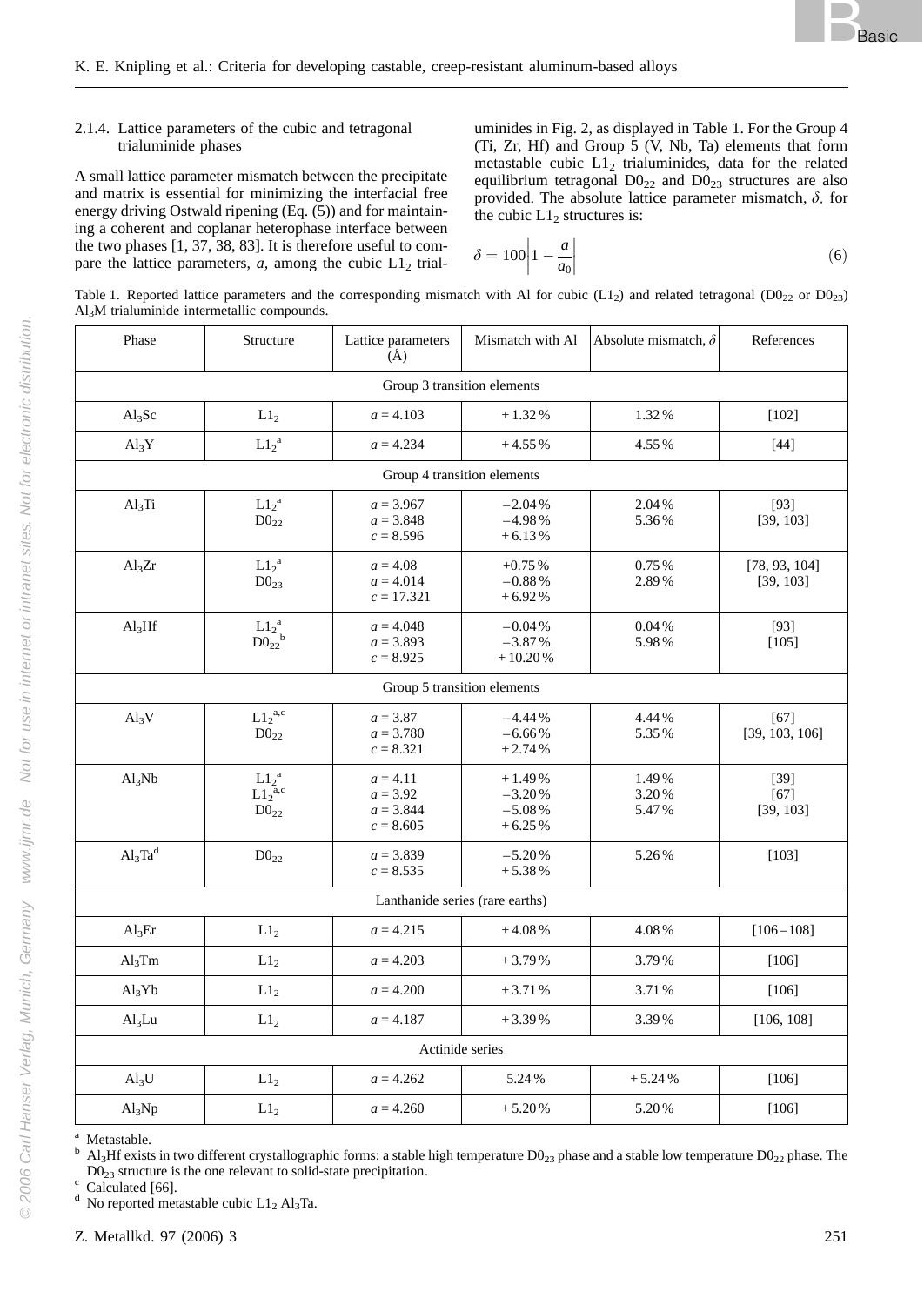### 2.1.4. Lattice parameters of the cubic and tetragonal trialuminide phases

A small lattice parameter mismatch between the precipitate and matrix is essential for minimizing the interfacial free energy driving Ostwald ripening (Eq. (5)) and for maintaining a coherent and coplanar heterophase interface between the two phases [1, 37, 38, 83]. It is therefore useful to compare the lattice parameters, *a*, among the cubic $L1_2$ trialuminides in Fig. 2, as displayed in Table 1. For the Group 4 (Ti, Zr, Hf) and Group 5 (V, Nb, Ta) elements that form metastable cubic $L1_2$ trialuminides, data for the related equilibrium tetragonal $D0_{22}$ and $D0_{23}$ structures are also provided. The absolute lattice parameter mismatch, $\delta$, for the cubic $L1_2$ structures is:

$$\delta = 100\left|1 - \frac{a}{a_0}\right| \tag{6}$$

Table 1. Reported lattice parameters and the corresponding mismatch with Al for cubic ($L1_2$) and related tetragonal ($D0_{22}$ or $D0_{23}$) $Al_3M$ trialuminide intermetallic compounds.

| Phase | Structure | Lattice parameters (Å) | Mismatch with Al | Absolute mismatch, $\delta$ | References |
|---|---|---|---|---|---|
| Group 3 transition elements | | | | | |
| $Al_3Sc$ | $L1_2$ | $a = 4.103$ | + 1.32 % | 1.32 % | [102] |
| $Al_3Y$ | $L1_2$ [a] | $a = 4.234$ | + 4.55 % | 4.55 % | [44] |
| Group 4 transition elements | | | | | |
| $Al_3Ti$ | $L1_2$ [a]<br>$D0_{22}$ | $a = 3.967$<br>$a = 3.848$<br>$c = 8.596$ | – 2.04 %<br>– 4.98 %<br>+ 6.13 % | 2.04 %<br>5.36 % | [93]<br>[39, 103] |
| $Al_3Zr$ | $L1_2$ [a]<br>$D0_{23}$ | $a = 4.08$<br>$a = 4.014$<br>$c = 17.321$ | +0.75 %<br>– 0.88 %<br>+ 6.92 % | 0.75 %<br>2.89 % | [78, 93, 104]<br>[39, 103] |
| $Al_3Hf$ | $L1_2$ [a]<br>$D0_{22}$ [b] | $a = 4.048$<br>$a = 3.893$<br>$c = 8.925$ | – 0.04 %<br>– 3.87 %<br>+ 10.20 % | 0.04 %<br>5.98 % | [93]<br>[105] |
| Group 5 transition elements | | | | | |
| $Al_3V$ | $L1_2$ [a,c]<br>$D0_{22}$ | $a = 3.87$<br>$a = 3.780$<br>$c = 8.321$ | – 4.44 %<br>– 6.66 %<br>+ 2.74 % | 4.44 %<br>5.35 % | [67]<br>[39, 103, 106] |
| $Al_3Nb$ | $L1_2$ [a]<br>$L1_2$ [a,c]<br>$D0_{22}$ | $a = 4.11$<br>$a = 3.92$<br>$a = 3.844$<br>$c = 8.605$ | + 1.49 %<br>– 3.20 %<br>– 5.08 %<br>+ 6.25 % | 1.49 %<br>3.20 %<br>5.47 % | [39]<br>[67]<br>[39, 103] |
| $Al_3Ta$ [d] | $D0_{22}$ | $a = 3.839$<br>$c = 8.535$ | – 5.20 %<br>+ 5.38 % | 5.26 % | [103] |
| Lanthanide series (rare earths) | | | | | |
| $Al_3Er$ | $L1_2$ | $a = 4.215$ | + 4.08 % | 4.08 % | [106–108] |
| $Al_3Tm$ | $L1_2$ | $a = 4.203$ | + 3.79 % | 3.79 % | [106] |
| $Al_3Yb$ | $L1_2$ | $a = 4.200$ | + 3.71 % | 3.71 % | [106] |
| $Al_3Lu$ | $L1_2$ | $a = 4.187$ | + 3.39 % | 3.39 % | [106, 108] |
| Actinide series | | | | | |
| $Al_3U$ | $L1_2$ | $a = 4.262$ | 5.24 % | + 5.24 % | [106] |
| $Al_3Np$ | $L1_2$ | $a = 4.260$ | + 5.20 % | 5.20 % | [106] |

[a] Metastable.
[b] $Al_3Hf$ exists in two different crystallographic forms: a stable high temperature $D0_{23}$ phase and a stable low temperature $D0_{22}$ phase. The $D0_{23}$ structure is the one relevant to solid-state precipitation.
[c] Calculated [66].
[d] No reported metastable cubic $L1_2$ $Al_3Ta$.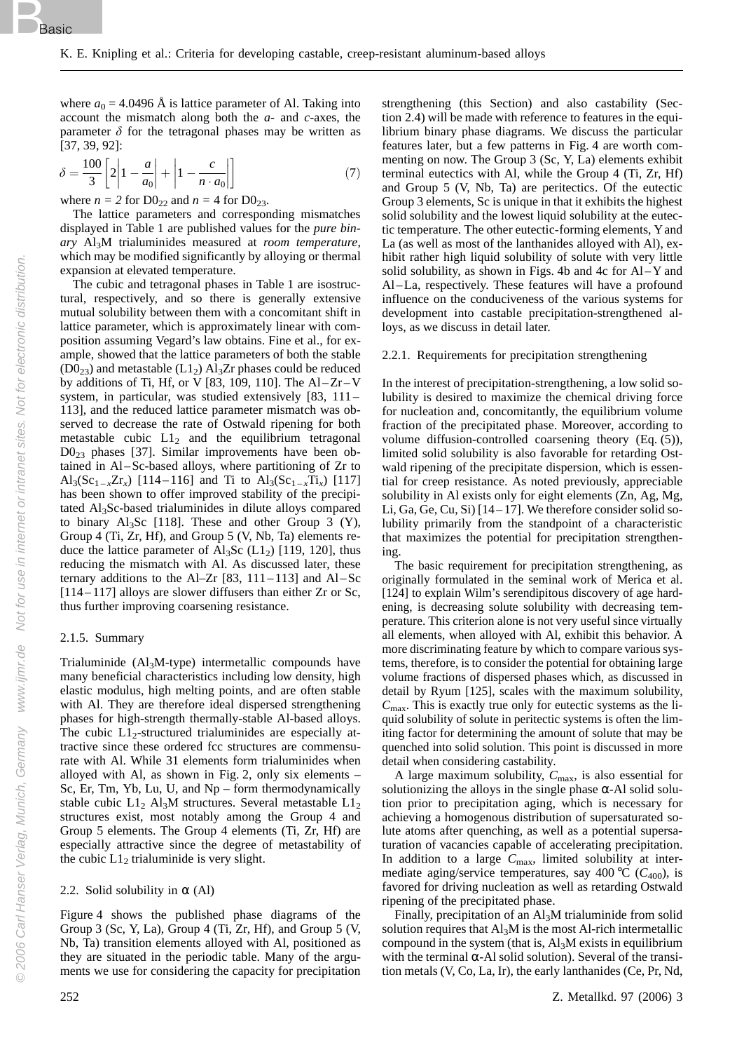where $a_0 = 4.0496$ Å is lattice parameter of Al. Taking into account the mismatch along both the *a*- and *c*-axes, the parameter $\delta$ for the tetragonal phases may be written as [37, 39, 92]:

$$\delta = \frac{100}{3}\left[2\left|1 - \frac{a}{a_0}\right| + \left|1 - \frac{c}{n \cdot a_0}\right|\right] \tag{7}$$

where $n = 2$ for $D0_{22}$ and $n = 4$ for $D0_{23}$.

The lattice parameters and corresponding mismatches displayed in Table 1 are published values for the *pure binary* $Al_3M$ trialuminides measured at *room temperature*, which may be modified significantly by alloying or thermal expansion at elevated temperature.

The cubic and tetragonal phases in Table 1 are isostructural, respectively, and so there is generally extensive mutual solubility between them with a concomitant shift in lattice parameter, which is approximately linear with composition assuming Vegard's law obtains. Fine et al., for example, showed that the lattice parameters of both the stable ($D0_{23}$) and metastable ($L1_2$) $Al_3Zr$ phases could be reduced by additions of Ti, Hf, or V [83, 109, 110]. The Al–Zr–V system, in particular, was studied extensively [83, 111–113], and the reduced lattice parameter mismatch was observed to decrease the rate of Ostwald ripening for both metastable cubic $L1_2$ and the equilibrium tetragonal $D0_{23}$ phases [37]. Similar improvements have been obtained in Al–Sc-based alloys, where partitioning of Zr to $Al_3(Sc_{1-x}Zr_x)$ [114–116] and Ti to $Al_3(Sc_{1-x}Ti_x)$ [117] has been shown to offer improved stability of the precipitated $Al_3Sc$-based trialuminides in dilute alloys compared to binary $Al_3Sc$ [118]. These and other Group 3 (Y), Group 4 (Ti, Zr, Hf), and Group 5 (V, Nb, Ta) elements reduce the lattice parameter of $Al_3Sc$ ($L1_2$) [119, 120], thus reducing the mismatch with Al. As discussed later, these ternary additions to the Al–Zr [83, 111–113] and Al–Sc [114–117] alloys are slower diffusers than either Zr or Sc, thus further improving coarsening resistance.

### 2.1.5. Summary

Trialuminide ($Al_3M$-type) intermetallic compounds have many beneficial characteristics including low density, high elastic modulus, high melting points, and are often stable with Al. They are therefore ideal dispersed strengthening phases for high-strength thermally-stable Al-based alloys. The cubic $L1_2$-structured trialuminides are especially attractive since these ordered fcc structures are commensurate with Al. While 31 elements form trialuminides when alloyed with Al, as shown in Fig. 2, only six elements – Sc, Er, Tm, Yb, Lu, U, and Np – form thermodynamically stable cubic $L1_2$ $Al_3M$ structures. Several metastable $L1_2$ structures exist, most notably among the Group 4 and Group 5 elements. The Group 4 elements (Ti, Zr, Hf) are especially attractive since the degree of metastability of the cubic $L1_2$ trialuminide is very slight.

## 2.2. Solid solubility in α (Al)

Figure 4 shows the published phase diagrams of the Group 3 (Sc, Y, La), Group 4 (Ti, Zr, Hf), and Group 5 (V, Nb, Ta) transition elements alloyed with Al, positioned as they are situated in the periodic table. Many of the arguments we use for considering the capacity for precipitation strengthening (this Section) and also castability (Section 2.4) will be made with reference to features in the equilibrium binary phase diagrams. We discuss the particular features later, but a few patterns in Fig. 4 are worth commenting on now. The Group 3 (Sc, Y, La) elements exhibit terminal eutectics with Al, while the Group 4 (Ti, Zr, Hf) and Group 5 (V, Nb, Ta) are peritectics. Of the eutectic Group 3 elements, Sc is unique in that it exhibits the highest solid solubility and the lowest liquid solubility at the eutectic temperature. The other eutectic-forming elements, Y and La (as well as most of the lanthanides alloyed with Al), exhibit rather high liquid solubility of solute with very little solid solubility, as shown in Figs. 4b and 4c for Al–Y and Al–La, respectively. These features will have a profound influence on the conduciveness of the various systems for development into castable precipitation-strengthened alloys, as we discuss in detail later.

### 2.2.1. Requirements for precipitation strengthening

In the interest of precipitation-strengthening, a low solid solubility is desired to maximize the chemical driving force for nucleation and, concomitantly, the equilibrium volume fraction of the precipitated phase. Moreover, according to volume diffusion-controlled coarsening theory (Eq. (5)), limited solid solubility is also favorable for retarding Ostwald ripening of the precipitate dispersion, which is essential for creep resistance. As noted previously, appreciable solubility in Al exists only for eight elements (Zn, Ag, Mg, Li, Ga, Ge, Cu, Si) [14–17]. We therefore consider solid solubility primarily from the standpoint of a characteristic that maximizes the potential for precipitation strengthening.

The basic requirement for precipitation strengthening, as originally formulated in the seminal work of Merica et al. [124] to explain Wilm's serendipitous discovery of age hardening, is decreasing solute solubility with decreasing temperature. This criterion alone is not very useful since virtually all elements, when alloyed with Al, exhibit this behavior. A more discriminating feature by which to compare various systems, therefore, is to consider the potential for obtaining large volume fractions of dispersed phases which, as discussed in detail by Ryum [125], scales with the maximum solubility, $C_{max}$. This is exactly true only for eutectic systems as the liquid solubility of solute in peritectic systems is often the limiting factor for determining the amount of solute that may be quenched into solid solution. This point is discussed in more detail when considering castability.

A large maximum solubility, $C_{max}$, is also essential for solutionizing the alloys in the single phase α-Al solid solution prior to precipitation aging, which is necessary for achieving a homogenous distribution of supersaturated solute atoms after quenching, as well as a potential supersaturation of vacancies capable of accelerating precipitation. In addition to a large $C_{max}$, limited solubility at intermediate aging/service temperatures, say 400 °C ($C_{400}$), is favored for driving nucleation as well as retarding Ostwald ripening of the precipitated phase.

Finally, precipitation of an $Al_3M$ trialuminide from solid solution requires that $Al_3M$ is the most Al-rich intermetallic compound in the system (that is, $Al_3M$ exists in equilibrium with the terminal α-Al solid solution). Several of the transition metals (V, Co, La, Ir), the early lanthanides (Ce, Pr, Nd,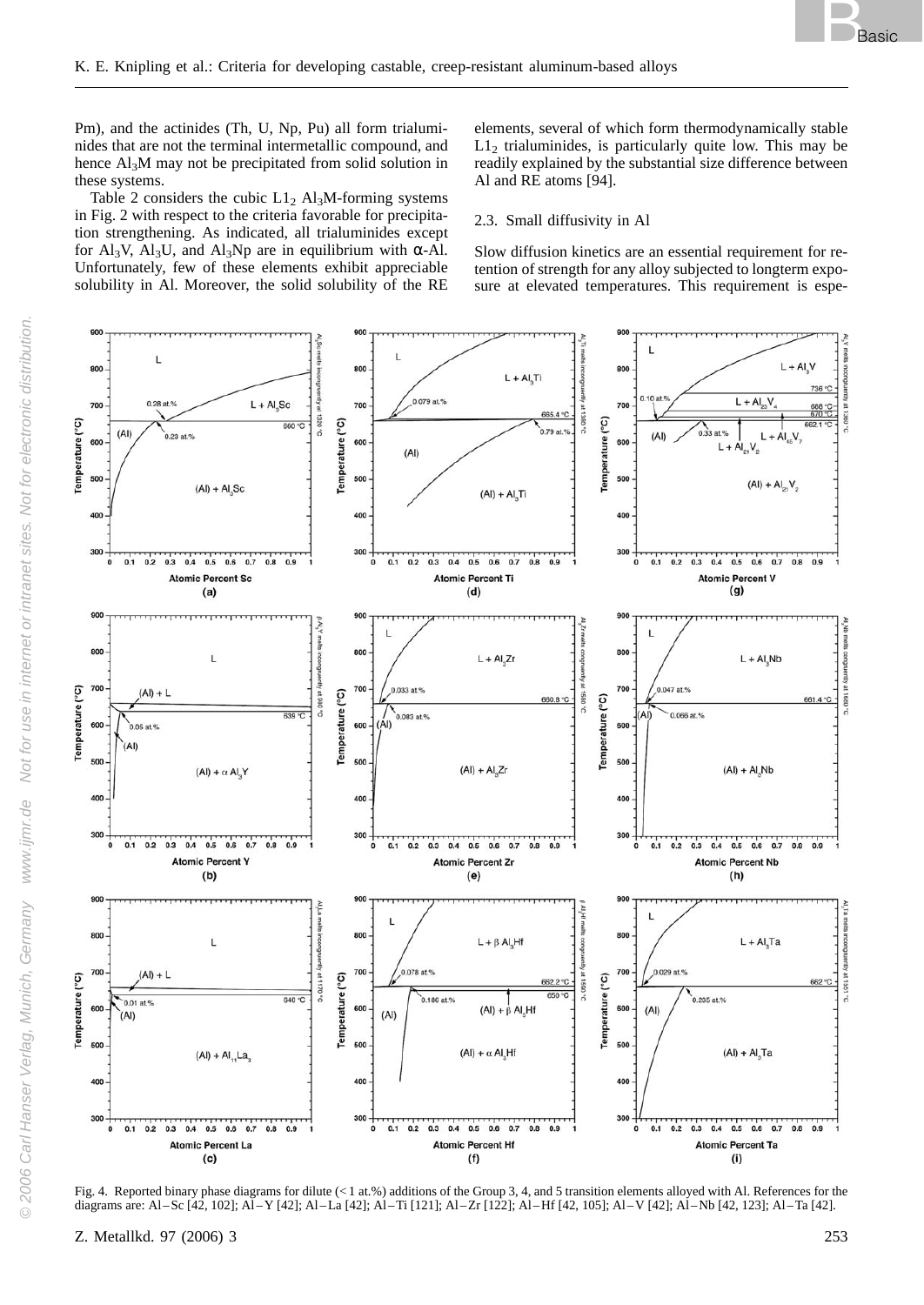Pm), and the actinides (Th, U, Np, Pu) all form trialuminides that are not the terminal intermetallic compound, and hence $Al_3M$ may not be precipitated from solid solution in these systems.

Table 2 considers the cubic $L1_2$ $Al_3M$-forming systems in Fig. 2 with respect to the criteria favorable for precipitation strengthening. As indicated, all trialuminides except for $Al_3V$, $Al_3U$, and $Al_3Np$ are in equilibrium with α-Al. Unfortunately, few of these elements exhibit appreciable solubility in Al. Moreover, the solid solubility of the RE elements, several of which form thermodynamically stable $L1_2$ trialuminides, is particularly quite low. This may be readily explained by the substantial size difference between Al and RE atoms [94].

### 2.3. Small diffusivity in Al

Slow diffusion kinetics are an essential requirement for retention of strength for any alloy subjected to longterm exposure at elevated temperatures. This requirement is espe-

Fig. 4. Reported binary phase diagrams for dilute (< 1 at.%) additions of the Group 3, 4, and 5 transition elements alloyed with Al. References for the diagrams are: Al–Sc [42, 102]; Al–Y [42]; Al–La [42]; Al–Ti [121]; Al–Zr [122]; Al–Hf [42, 105]; Al–V [42]; Al–Nb [42, 123]; Al–Ta [42].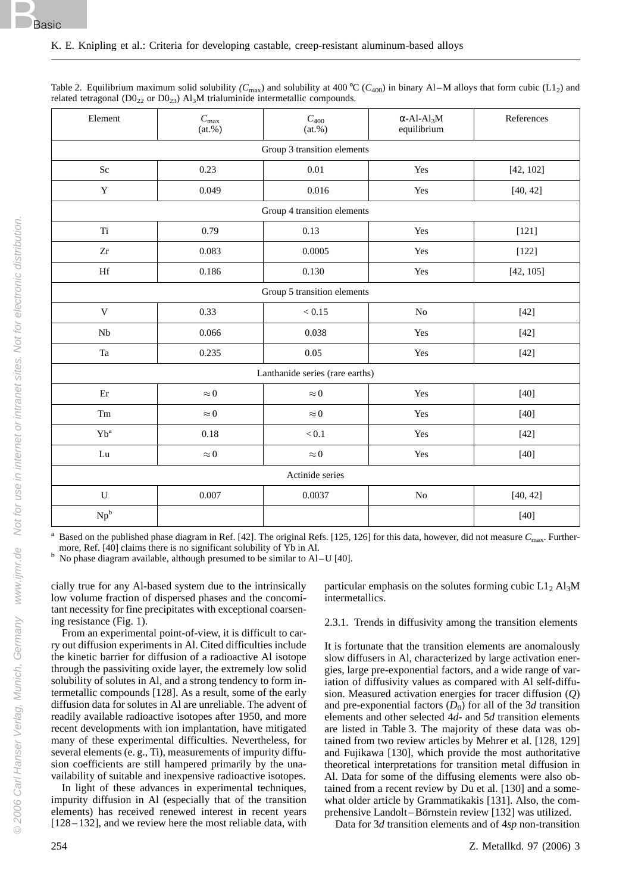Table 2. Equilibrium maximum solid solubility ($C_{max}$) and solubility at 400 °C ($C_{400}$) in binary Al–M alloys that form cubic ($L1_2$) and related tetragonal ($D0_{22}$ or $D0_{23}$) $Al_3M$ trialuminide intermetallic compounds.

| Element | $C_{max}$ (at.%) | $C_{400}$ (at.%) | α-Al-$Al_3M$ equilibrium | References |
|---|---|---|---|---|
| Group 3 transition elements | | | | |
| Sc | 0.23 | 0.01 | Yes | [42, 102] |
| Y | 0.049 | 0.016 | Yes | [40, 42] |
| Group 4 transition elements | | | | |
| Ti | 0.79 | 0.13 | Yes | [121] |
| Zr | 0.083 | 0.0005 | Yes | [122] |
| Hf | 0.186 | 0.130 | Yes | [42, 105] |
| Group 5 transition elements | | | | |
| V | 0.33 | < 0.15 | No | [42] |
| Nb | 0.066 | 0.038 | Yes | [42] |
| Ta | 0.235 | 0.05 | Yes | [42] |
| Lanthanide series (rare earths) | | | | |
| Er | ≈ 0 | ≈ 0 | Yes | [40] |
| Tm | ≈ 0 | ≈ 0 | Yes | [40] |
| Yb[a] | 0.18 | < 0.1 | Yes | [42] |
| Lu | ≈ 0 | ≈ 0 | Yes | [40] |
| Actinide series | | | | |
| U | 0.007 | 0.0037 | No | [40, 42] |
| Np[b] | | | | [40] |

[a] Based on the published phase diagram in Ref. [42]. The original Refs. [125, 126] for this data, however, did not measure $C_{max}$. Furthermore, Ref. [40] claims there is no significant solubility of Yb in Al.
[b] No phase diagram available, although presumed to be similar to Al–U [40].

cially true for any Al-based system due to the intrinsically low volume fraction of dispersed phases and the concomitant necessity for fine precipitates with exceptional coarsening resistance (Fig. 1).

From an experimental point-of-view, it is difficult to carry out diffusion experiments in Al. Cited difficulties include the kinetic barrier for diffusion of a radioactive Al isotope through the passivating oxide layer, the extremely low solid solubility of solutes in Al, and a strong tendency to form intermetallic compounds [128]. As a result, some of the early diffusion data for solutes in Al are unreliable. The advent of readily available radioactive isotopes after 1950, and more recent developments with ion implantation, have mitigated many of these experimental difficulties. Nevertheless, for several elements (e. g., Ti), measurements of impurity diffusion coefficients are still hampered primarily by the unavailability of suitable and inexpensive radioactive isotopes.

In light of these advances in experimental techniques, impurity diffusion in Al (especially that of the transition elements) has received renewed interest in recent years [128–132], and we review here the most reliable data, with particular emphasis on the solutes forming cubic $L1_2$ $Al_3M$ intermetallics.

### 2.3.1. Trends in diffusivity among the transition elements

It is fortunate that the transition elements are anomalously slow diffusers in Al, characterized by large activation energies, large pre-exponential factors, and a wide range of variation of diffusivity values as compared with Al self-diffusion. Measured activation energies for tracer diffusion ($Q$) and pre-exponential factors ($D_0$) for all of the 3*d* transition elements and other selected 4*d*- and 5*d* transition elements are listed in Table 3. The majority of these data was obtained from two review articles by Mehrer et al. [128, 129] and Fujikawa [130], which provide the most authoritative theoretical interpretations for transition metal diffusion in Al. Data for some of the diffusing elements were also obtained from a recent review by Du et al. [130] and a somewhat older article by Grammatikakis [131]. Also, the comprehensive Landolt–Börnstein review [132] was utilized.

Data for 3*d* transition elements and of 4*sp* non-transition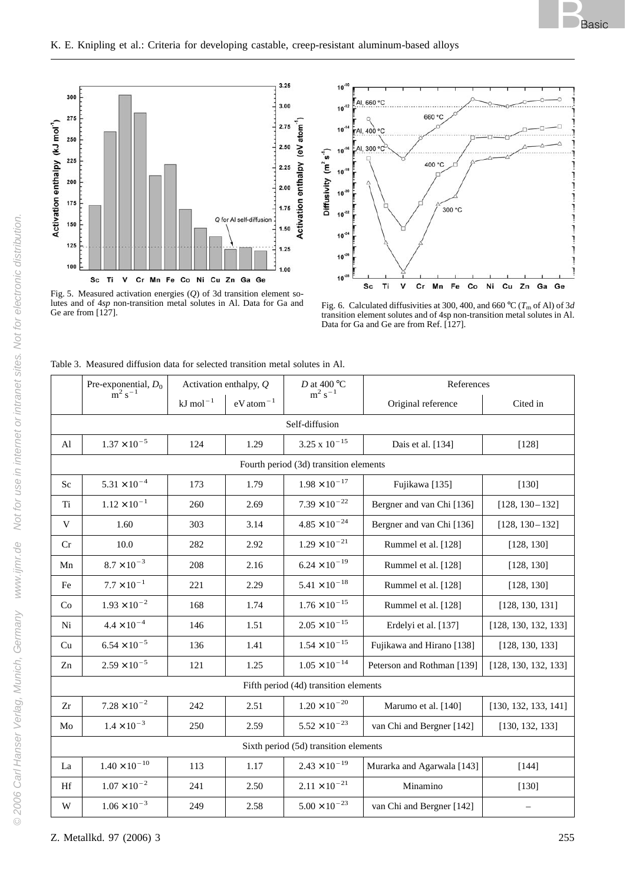Fig. 5. Measured activation energies ($Q$) of 3d transition element solutes and of 4$sp$ non-transition metal solutes in Al. Data for Ga and Ge are from [127].

Fig. 6. Calculated diffusivities at 300, 400, and 660 °C ($T_m$ of Al) of 3$d$ transition element solutes and of 4sp non-transition metal solutes in Al. Data for Ga and Ge are from Ref. [127].

Table 3. Measured diffusion data for selected transition metal solutes in Al.

| | Pre-exponential, $D_0$ $m^2\,s^{-1}$ | Activation enthalpy, $Q$ | | $D$ at 400 °C $m^2\,s^{-1}$ | References | |
|---|---|---|---|---|---|---|
| | | kJ $mol^{-1}$ | eV $atom^{-1}$ | | Original reference | Cited in |
| Self-diffusion | | | | | | |
| Al | $1.37 \times 10^{-5}$ | 124 | 1.29 | $3.25 \times 10^{-15}$ | Dais et al. [134] | [128] |
| Fourth period (3d) transition elements | | | | | | |
| Sc | $5.31 \times 10^{-4}$ | 173 | 1.79 | $1.98 \times 10^{-17}$ | Fujikawa [135] | [130] |
| Ti | $1.12 \times 10^{-1}$ | 260 | 2.69 | $7.39 \times 10^{-22}$ | Bergner and van Chi [136] | [128, 130–132] |
| V | 1.60 | 303 | 3.14 | $4.85 \times 10^{-24}$ | Bergner and van Chi [136] | [128, 130–132] |
| Cr | 10.0 | 282 | 2.92 | $1.29 \times 10^{-21}$ | Rummel et al. [128] | [128, 130] |
| Mn | $8.7 \times 10^{-3}$ | 208 | 2.16 | $6.24 \times 10^{-19}$ | Rummel et al. [128] | [128, 130] |
| Fe | $7.7 \times 10^{-1}$ | 221 | 2.29 | $5.41 \times 10^{-18}$ | Rummel et al. [128] | [128, 130] |
| Co | $1.93 \times 10^{-2}$ | 168 | 1.74 | $1.76 \times 10^{-15}$ | Rummel et al. [128] | [128, 130, 131] |
| Ni | $4.4 \times 10^{-4}$ | 146 | 1.51 | $2.05 \times 10^{-15}$ | Erdelyi et al. [137] | [128, 130, 132, 133] |
| Cu | $6.54 \times 10^{-5}$ | 136 | 1.41 | $1.54 \times 10^{-15}$ | Fujikawa and Hirano [138] | [128, 130, 133] |
| Zn | $2.59 \times 10^{-5}$ | 121 | 1.25 | $1.05 \times 10^{-14}$ | Peterson and Rothman [139] | [128, 130, 132, 133] |
| Fifth period (4d) transition elements | | | | | | |
| Zr | $7.28 \times 10^{-2}$ | 242 | 2.51 | $1.20 \times 10^{-20}$ | Marumo et al. [140] | [130, 132, 133, 141] |
| Mo | $1.4 \times 10^{-3}$ | 250 | 2.59 | $5.52 \times 10^{-23}$ | van Chi and Bergner [142] | [130, 132, 133] |
| Sixth period (5d) transition elements | | | | | | |
| La | $1.40 \times 10^{-10}$ | 113 | 1.17 | $2.43 \times 10^{-19}$ | Murarka and Agarwala [143] | [144] |
| Hf | $1.07 \times 10^{-2}$ | 241 | 2.50 | $2.11 \times 10^{-21}$ | Minamino | [130] |
| W | $1.06 \times 10^{-3}$ | 249 | 2.58 | $5.00 \times 10^{-23}$ | van Chi and Bergner [142] | – |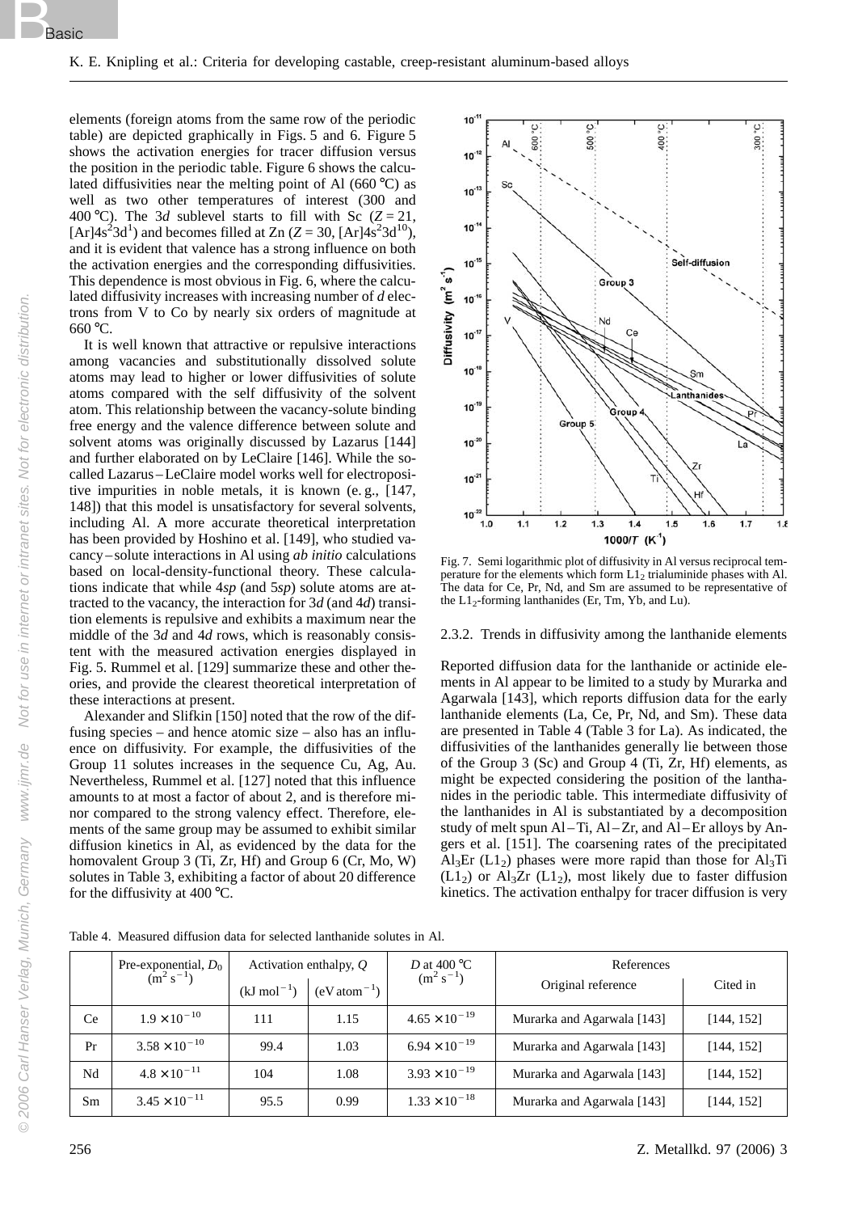elements (foreign atoms from the same row of the periodic table) are depicted graphically in Figs. 5 and 6. Figure 5 shows the activation energies for tracer diffusion versus the position in the periodic table. Figure 6 shows the calculated diffusivities near the melting point of Al (660 °C) as well as two other temperatures of interest (300 and 400 °C). The 3*d* sublevel starts to fill with Sc ($Z = 21$, $[Ar]4s^2 3d^1$) and becomes filled at Zn ($Z = 30$, $[Ar]4s^2 3d^{10}$), and it is evident that valence has a strong influence on both the activation energies and the corresponding diffusivities. This dependence is most obvious in Fig. 6, where the calculated diffusivity increases with increasing number of *d* electrons from V to Co by nearly six orders of magnitude at 660 °C.

It is well known that attractive or repulsive interactions among vacancies and substitutionally dissolved solute atoms may lead to higher or lower diffusivities of solute atoms compared with the self diffusivity of the solvent atom. This relationship between the vacancy-solute binding free energy and the valence difference between solute and solvent atoms was originally discussed by Lazarus [144] and further elaborated on by LeClaire [146]. While the so-called Lazarus–LeClaire model works well for electropositive impurities in noble metals, it is known (e.g., [147, 148]) that this model is unsatisfactory for several solvents, including Al. A more accurate theoretical interpretation has been provided by Hoshino et al. [149], who studied vacancy–solute interactions in Al using *ab initio* calculations based on local-density-functional theory. These calculations indicate that while 4*sp* (and 5*sp*) solute atoms are attracted to the vacancy, the interaction for 3*d* (and 4*d*) transition elements is repulsive and exhibits a maximum near the middle of the 3*d* and 4*d* rows, which is reasonably consistent with the measured activation energies displayed in Fig. 5. Rummel et al. [129] summarize these and other theories, and provide the clearest theoretical interpretation of these interactions at present.

Alexander and Slifkin [150] noted that the row of the diffusing species – and hence atomic size – also has an influence on diffusivity. For example, the diffusivities of the Group 11 solutes increases in the sequence Cu, Ag, Au. Nevertheless, Rummel et al. [127] noted that this influence amounts to at most a factor of about 2, and is therefore minor compared to the strong valency effect. Therefore, elements of the same group may be assumed to exhibit similar diffusion kinetics in Al, as evidenced by the data for the homovalent Group 3 (Ti, Zr, Hf) and Group 6 (Cr, Mo, W) solutes in Table 3, exhibiting a factor of about 20 difference for the diffusivity at 400 °C.

Fig. 7. Semi logarithmic plot of diffusivity in Al versus reciprocal temperature for the elements which form $L1_2$ trialuminide phases with Al. The data for Ce, Pr, Nd, and Sm are assumed to be representative of the $L1_2$-forming lanthanides (Er, Tm, Yb, and Lu).

### 2.3.2. Trends in diffusivity among the lanthanide elements

Reported diffusion data for the lanthanide or actinide elements in Al appear to be limited to a study by Murarka and Agarwala [143], which reports diffusion data for the early lanthanide elements (La, Ce, Pr, Nd, and Sm). These data are presented in Table 4 (Table 3 for La). As indicated, the diffusivities of the lanthanides generally lie between those of the Group 3 (Sc) and Group 4 (Ti, Zr, Hf) elements, as might be expected considering the position of the lanthanides in the periodic table. This intermediate diffusivity of the lanthanides in Al is substantiated by a decomposition study of melt spun Al–Ti, Al–Zr, and Al–Er alloys by Angers et al. [151]. The coarsening rates of the precipitated $Al_3Er$ ($L1_2$) phases were more rapid than those for $Al_3Ti$ ($L1_2$) or $Al_3Zr$ ($L1_2$), most likely due to faster diffusion kinetics. The activation enthalpy for tracer diffusion is very

Table 4. Measured diffusion data for selected lanthanide solutes in Al.

| | Pre-exponential, $D_0$ ($m^2\,s^{-1}$) | Activation enthalpy, $Q$ | | $D$ at 400 °C ($m^2\,s^{-1}$) | References | |
|---|---|---|---|---|---|---|
| | | ($kJ\,mol^{-1}$) | ($eV\,atom^{-1}$) | | Original reference | Cited in |
| Ce | $1.9 \times 10^{-10}$ | 111 | 1.15 | $4.65 \times 10^{-19}$ | Murarka and Agarwala [143] | [144, 152] |
| Pr | $3.58 \times 10^{-10}$ | 99.4 | 1.03 | $6.94 \times 10^{-19}$ | Murarka and Agarwala [143] | [144, 152] |
| Nd | $4.8 \times 10^{-11}$ | 104 | 1.08 | $3.93 \times 10^{-19}$ | Murarka and Agarwala [143] | [144, 152] |
| Sm | $3.45 \times 10^{-11}$ | 95.5 | 0.99 | $1.33 \times 10^{-18}$ | Murarka and Agarwala [143] | [144, 152] |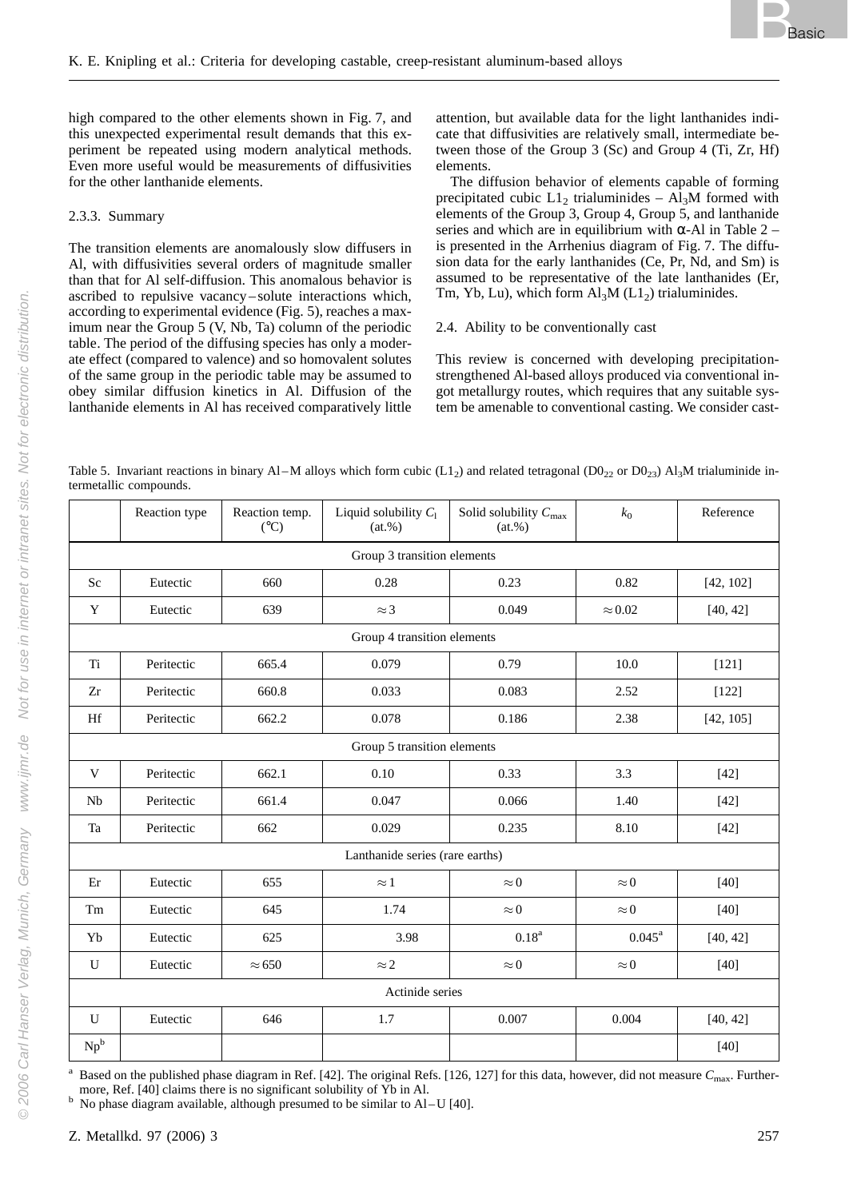high compared to the other elements shown in Fig. 7, and this unexpected experimental result demands that this experiment be repeated using modern analytical methods. Even more useful would be measurements of diffusivities for the other lanthanide elements.

### 2.3.3. Summary

The transition elements are anomalously slow diffusers in Al, with diffusivities several orders of magnitude smaller than that for Al self-diffusion. This anomalous behavior is ascribed to repulsive vacancy–solute interactions which, according to experimental evidence (Fig. 5), reaches a maximum near the Group 5 (V, Nb, Ta) column of the periodic table. The period of the diffusing species has only a moderate effect (compared to valence) and so homovalent solutes of the same group in the periodic table may be assumed to obey similar diffusion kinetics in Al. Diffusion of the lanthanide elements in Al has received comparatively little attention, but available data for the light lanthanides indicate that diffusivities are relatively small, intermediate between those of the Group 3 (Sc) and Group 4 (Ti, Zr, Hf) elements.

The diffusion behavior of elements capable of forming precipitated cubic $L1_2$ trialuminides – $Al_3M$ formed with elements of the Group 3, Group 4, Group 5, and lanthanide series and which are in equilibrium with α-Al in Table 2 – is presented in the Arrhenius diagram of Fig. 7. The diffusion data for the early lanthanides (Ce, Pr, Nd, and Sm) is assumed to be representative of the late lanthanides (Er, Tm, Yb, Lu), which form $Al_3M$ ($L1_2$) trialuminides.

### 2.4. Ability to be conventionally cast

This review is concerned with developing precipitation-strengthened Al-based alloys produced via conventional ingot metallurgy routes, which requires that any suitable system be amenable to conventional casting. We consider cast-

Table 5. Invariant reactions in binary Al–M alloys which form cubic ($L1_2$) and related tetragonal ($D0_{22}$ or $D0_{23}$) $Al_3M$ trialuminide intermetallic compounds.

| | Reaction type | Reaction temp. (°C) | Liquid solubility $C_l$ (at.%) | Solid solubility $C_{max}$ (at.%) | $k_0$ | Reference |
|---|---|---|---|---|---|---|
| Group 3 transition elements | | | | | | |
| Sc | Eutectic | 660 | 0.28 | 0.23 | 0.82 | [42, 102] |
| Y | Eutectic | 639 | ≈ 3 | 0.049 | ≈ 0.02 | [40, 42] |
| Group 4 transition elements | | | | | | |
| Ti | Peritectic | 665.4 | 0.079 | 0.79 | 10.0 | [121] |
| Zr | Peritectic | 660.8 | 0.033 | 0.083 | 2.52 | [122] |
| Hf | Peritectic | 662.2 | 0.078 | 0.186 | 2.38 | [42, 105] |
| Group 5 transition elements | | | | | | |
| V | Peritectic | 662.1 | 0.10 | 0.33 | 3.3 | [42] |
| Nb | Peritectic | 661.4 | 0.047 | 0.066 | 1.40 | [42] |
| Ta | Peritectic | 662 | 0.029 | 0.235 | 8.10 | [42] |
| Lanthanide series (rare earths) | | | | | | |
| Er | Eutectic | 655 | ≈ 1 | ≈ 0 | ≈ 0 | [40] |
| Tm | Eutectic | 645 | 1.74 | ≈ 0 | ≈ 0 | [40] |
| Yb | Eutectic | 625 | 3.98 | 0.18[a] | 0.045[a] | [40, 42] |
| U | Eutectic | ≈ 650 | ≈ 2 | ≈ 0 | ≈ 0 | [40] |
| Actinide series | | | | | | |
| U | Eutectic | 646 | 1.7 | 0.007 | 0.004 | [40, 42] |
| Np[b] | | | | | | [40] |

[a] Based on the published phase diagram in Ref. [42]. The original Refs. [126, 127] for this data, however, did not measure $C_{max}$. Furthermore, Ref. [40] claims there is no significant solubility of Yb in Al.

[b] No phase diagram available, although presumed to be similar to Al–U [40].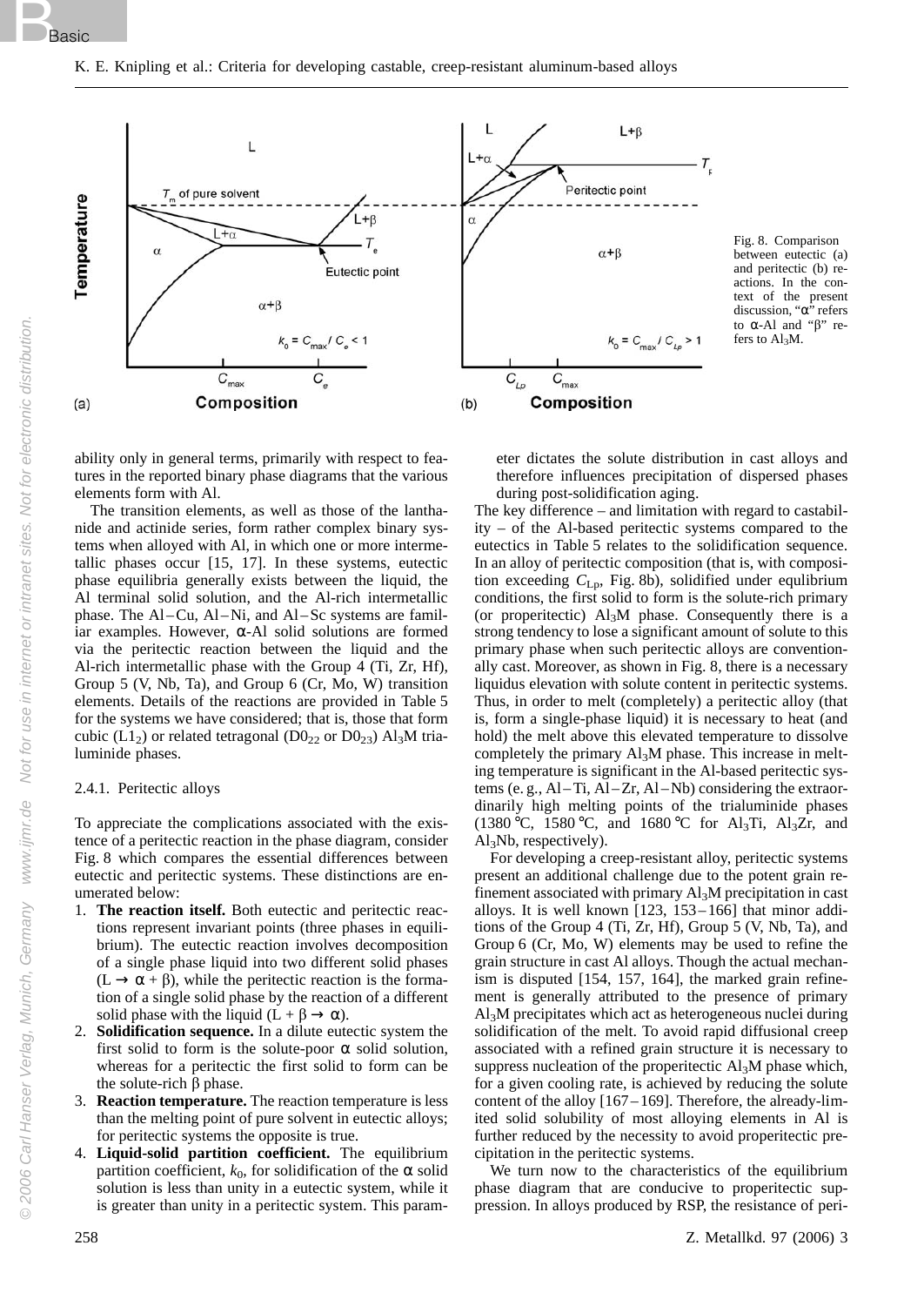Fig. 8. Comparison between eutectic (a) and peritectic (b) reactions. In the context of the present discussion, "α" refers to α-Al and "β" refers to $Al_3M$.

ability only in general terms, primarily with respect to features in the reported binary phase diagrams that the various elements form with Al.

The transition elements, as well as those of the lanthanide and actinide series, form rather complex binary systems when alloyed with Al, in which one or more intermetallic phases occur [15, 17]. In these systems, eutectic phase equilibria generally exists between the liquid, the Al terminal solid solution, and the Al-rich intermetallic phase. The Al–Cu, Al–Ni, and Al–Sc systems are familiar examples. However, α-Al solid solutions are formed via the peritectic reaction between the liquid and the Al-rich intermetallic phase with the Group 4 (Ti, Zr, Hf), Group 5 (V, Nb, Ta), and Group 6 (Cr, Mo, W) transition elements. Details of the reactions are provided in Table 5 for the systems we have considered; that is, those that form cubic ($L1_2$) or related tetragonal ($D0_{22}$ or $D0_{23}$) $Al_3M$ trialuminide phases.

### 2.4.1. Peritectic alloys

To appreciate the complications associated with the existence of a peritectic reaction in the phase diagram, consider Fig. 8 which compares the essential differences between eutectic and peritectic systems. These distinctions are enumerated below:

1. **The reaction itself.** Both eutectic and peritectic reactions represent invariant points (three phases in equilibrium). The eutectic reaction involves decomposition of a single phase liquid into two different solid phases ($L \rightarrow \alpha + \beta$), while the peritectic reaction is the formation of a single solid phase by the reaction of a different solid phase with the liquid ($L + \beta \rightarrow \alpha$).
2. **Solidification sequence.** In a dilute eutectic system the first solid to form is the solute-poor α solid solution, whereas for a peritectic the first solid to form can be the solute-rich β phase.
3. **Reaction temperature.** The reaction temperature is less than the melting point of pure solvent in eutectic alloys; for peritectic systems the opposite is true.
4. **Liquid-solid partition coefficient.** The equilibrium partition coefficient, $k_0$, for solidification of the α solid solution is less than unity in a eutectic system, while it is greater than unity in a peritectic system. This parameter dictates the solute distribution in cast alloys and therefore influences precipitation of dispersed phases during post-solidification aging.

The key difference – and limitation with regard to castability – of the Al-based peritectic systems compared to the eutectics in Table 5 relates to the solidification sequence. In an alloy of peritectic composition (that is, with composition exceeding $C_{Lp}$, Fig. 8b), solidified under equlibrium conditions, the first solid to form is the solute-rich primary (or properitectic) $Al_3M$ phase. Consequently there is a strong tendency to lose a significant amount of solute to this primary phase when such peritectic alloys are conventionally cast. Moreover, as shown in Fig. 8, there is a necessary liquidus elevation with solute content in peritectic systems. Thus, in order to melt (completely) a peritectic alloy (that is, form a single-phase liquid) it is necessary to heat (and hold) the melt above this elevated temperature to dissolve completely the primary $Al_3M$ phase. This increase in melting temperature is significant in the Al-based peritectic systems (e. g., Al–Ti, Al–Zr, Al–Nb) considering the extraordinarily high melting points of the trialuminide phases (1380 °C, 1580 °C, and 1680 °C for $Al_3Ti$, $Al_3Zr$, and $Al_3Nb$, respectively).

For developing a creep-resistant alloy, peritectic systems present an additional challenge due to the potent grain refinement associated with primary $Al_3M$ precipitation in cast alloys. It is well known [123, 153–166] that minor additions of the Group 4 (Ti, Zr, Hf), Group 5 (V, Nb, Ta), and Group 6 (Cr, Mo, W) elements may be used to refine the grain structure in cast Al alloys. Though the actual mechanism is disputed [154, 157, 164], the marked grain refinement is generally attributed to the presence of primary $Al_3M$ precipitates which act as heterogeneous nuclei during solidification of the melt. To avoid rapid diffusional creep associated with a refined grain structure it is necessary to suppress nucleation of the properitectic $Al_3M$ phase which, for a given cooling rate, is achieved by reducing the solute content of the alloy [167–169]. Therefore, the already-limited solid solubility of most alloying elements in Al is further reduced by the necessity to avoid properitectic precipitation in the peritectic systems.

We turn now to the characteristics of the equilibrium phase diagram that are conducive to properitectic suppression. In alloys produced by RSP, the resistance of peri-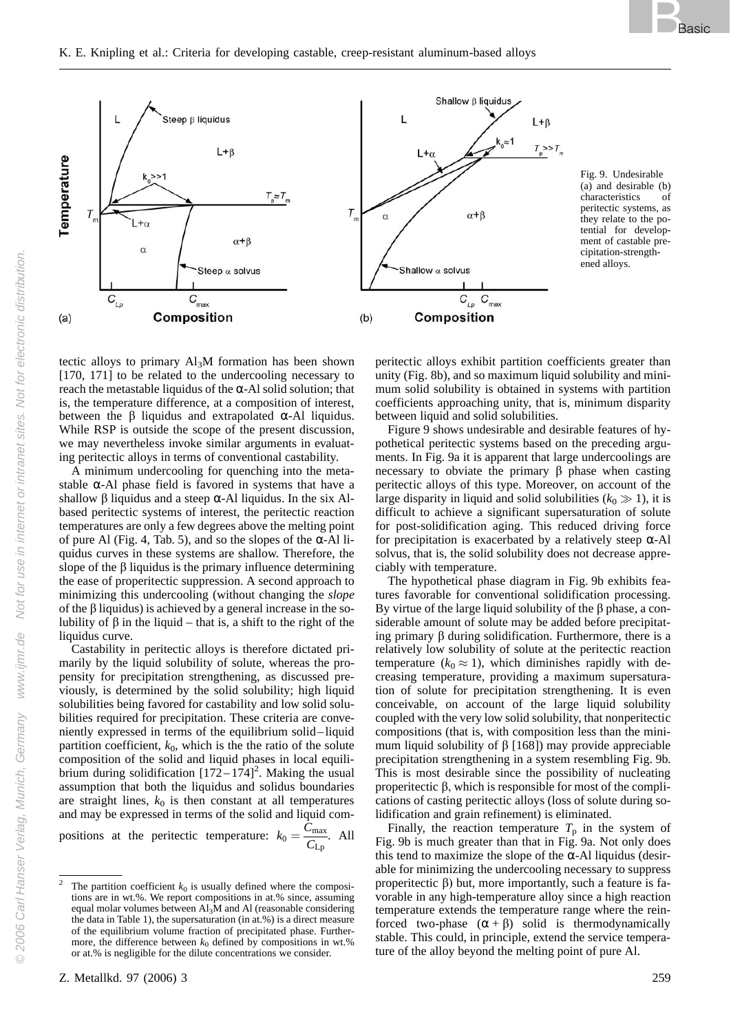Fig. 9. Undesirable (a) and desirable (b) characteristics of peritectic systems, as they relate to the potential for development of castable precipitation-strengthened alloys.

tectic alloys to primary $Al_3M$ formation has been shown [170, 171] to be related to the undercooling necessary to reach the metastable liquidus of the α-Al solid solution; that is, the temperature difference, at a composition of interest, between the β liquidus and extrapolated α-Al liquidus. While RSP is outside the scope of the present discussion, we may nevertheless invoke similar arguments in evaluating peritectic alloys in terms of conventional castability.

A minimum undercooling for quenching into the metastable α-Al phase field is favored in systems that have a shallow β liquidus and a steep α-Al liquidus. In the six Al-based peritectic systems of interest, the peritectic reaction temperatures are only a few degrees above the melting point of pure Al (Fig. 4, Tab. 5), and so the slopes of the α-Al liquidus curves in these systems are shallow. Therefore, the slope of the β liquidus is the primary influence determining the ease of properitectic suppression. A second approach to minimizing this undercooling (without changing the *slope* of the β liquidus) is achieved by a general increase in the solubility of β in the liquid – that is, a shift to the right of the liquidus curve.

Castability in peritectic alloys is therefore dictated primarily by the liquid solubility of solute, whereas the propensity for precipitation strengthening, as discussed previously, is determined by the solid solubility; high liquid solubilities being favored for castability and low solid solubilities required for precipitation. These criteria are conveniently expressed in terms of the equilibrium solid–liquid partition coefficient, $k_0$, which is the the ratio of the solute composition of the solid and liquid phases in local equilibrium during solidification [172–174][2]. Making the usual assumption that both the liquidus and solidus boundaries are straight lines, $k_0$ is then constant at all temperatures and may be expressed in terms of the solid and liquid compositions at the peritectic temperature: $k_0 = \frac{C_{max}}{C_{Lp}}$. All peritectic alloys exhibit partition coefficients greater than unity (Fig. 8b), and so maximum liquid solubility and minimum solid solubility is obtained in systems with partition coefficients approaching unity, that is, minimum disparity between liquid and solid solubilities.

Figure 9 shows undesirable and desirable features of hypothetical peritectic systems based on the preceding arguments. In Fig. 9a it is apparent that large undercoolings are necessary to obviate the primary β phase when casting peritectic alloys of this type. Moreover, on account of the large disparity in liquid and solid solubilities ($k_0 \gg 1$), it is difficult to achieve a significant supersaturation of solute for post-solidification aging. This reduced driving force for precipitation is exacerbated by a relatively steep α-Al solvus, that is, the solid solubility does not decrease appreciably with temperature.

The hypothetical phase diagram in Fig. 9b exhibits features favorable for conventional solidification processing. By virtue of the large liquid solubility of the β phase, a considerable amount of solute may be added before precipitating primary β during solidification. Furthermore, there is a relatively low solubility of solute at the peritectic reaction temperature ($k_0 \approx 1$), which diminishes rapidly with decreasing temperature, providing a maximum supersaturation of solute for precipitation strengthening. It is even conceivable, on account of the large liquid solubility coupled with the very low solid solubility, that nonperitectic compositions (that is, with composition less than the minimum liquid solubility of β [168]) may provide appreciable precipitation strengthening in a system resembling Fig. 9b. This is most desirable since the possibility of nucleating properitectic β, which is responsible for most of the complications of casting peritectic alloys (loss of solute during solidification and grain refinement) is eliminated.

Finally, the reaction temperature $T_p$ in the system of Fig. 9b is much greater than that in Fig. 9a. Not only does this tend to maximize the slope of the α-Al liquidus (desirable for minimizing the undercooling necessary to suppress properitectic β) but, more importantly, such a feature is favorable in any high-temperature alloy since a high reaction temperature extends the temperature range where the reinforced two-phase (α + β) solid is thermodynamically stable. This could, in principle, extend the service temperature of the alloy beyond the melting point of pure Al.

---

[2] The partition coefficient $k_0$ is usually defined where the compositions are in wt.%. We report compositions in at.% since, assuming equal molar volumes between $Al_3M$ and Al (reasonable considering the data in Table 1), the supersaturation (in at.%) is a direct measure of the equilibrium volume fraction of precipitated phase. Furthermore, the difference between $k_0$ defined by compositions in wt.% or at.% is negligible for the dilute concentrations we consider.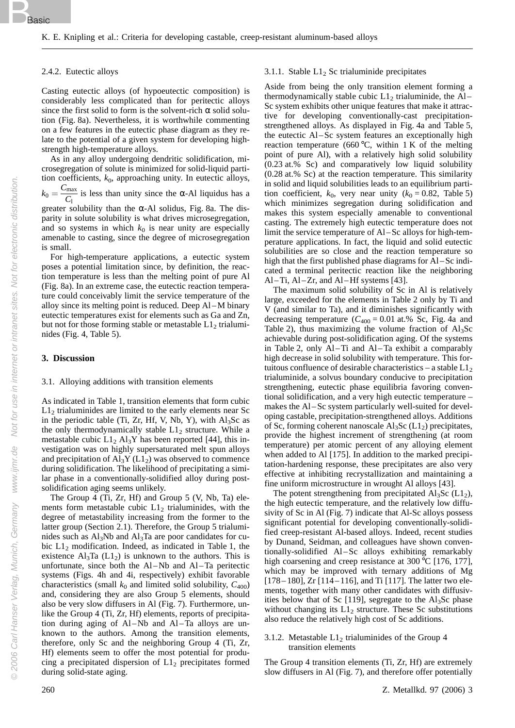#### 2.4.2. Eutectic alloys

Casting eutectic alloys (of hypoeutectic composition) is considerably less complicated than for peritectic alloys since the first solid to form is the solvent-rich α solid solution (Fig. 8a). Nevertheless, it is worthwhile commenting on a few features in the eutectic phase diagram as they relate to the potential of a given system for developing high-strength high-temperature alloys.

As in any alloy undergoing dendritic solidification, microsegregation of solute is minimized for solid-liquid partition coefficients, $k_0$, approaching unity. In eutectic alloys, $k_0 = \frac{C_{\max}}{C_l}$ is less than unity since the α-Al liquidus has a greater solubility than the α-Al solidus, Fig. 8a. The disparity in solute solubility is what drives microsegregation, and so systems in which $k_0$ is near unity are especially amenable to casting, since the degree of microsegregation is small.

For high-temperature applications, a eutectic system poses a potential limitation since, by definition, the reaction temperature is less than the melting point of pure Al (Fig. 8a). In an extreme case, the eutectic reaction temperature could conceivably limit the service temperature of the alloy since its melting point is reduced. Deep Al–M binary eutectic temperatures exist for elements such as Ga and Zn, but not for those forming stable or metastable $L1_2$ trialuminides (Fig. 4, Table 5).

## 3. Discussion

### 3.1. Alloying additions with transition elements

As indicated in Table 1, transition elements that form cubic $L1_2$ trialuminides are limited to the early elements near Sc in the periodic table (Ti, Zr, Hf, V, Nb, Y), with $Al_3Sc$ as the only thermodynamically stable $L1_2$ structure. While a metastable cubic $L1_2$ $Al_3Y$ has been reported [44], this investigation was on highly supersaturated melt spun alloys and precipitation of $Al_3Y$ ($L1_2$) was observed to commence during solidification. The likelihood of precipitating a similar phase in a conventionally-solidified alloy during post-solidification aging seems unlikely.

The Group 4 (Ti, Zr, Hf) and Group 5 (V, Nb, Ta) elements form metastable cubic $L1_2$ trialuminides, with the degree of metastability increasing from the former to the latter group (Section 2.1). Therefore, the Group 5 trialuminides such as $Al_3Nb$ and $Al_3Ta$ are poor candidates for cubic $L1_2$ modification. Indeed, as indicated in Table 1, the existence $Al_3Ta$ ($L1_2$) is unknown to the authors. This is unfortunate, since both the Al–Nb and Al–Ta peritectic systems (Figs. 4h and 4i, respectively) exhibit favorable characteristics (small $k_0$ and limited solid solubility, $C_{400}$) and, considering they are also Group 5 elements, should also be very slow diffusers in Al (Fig. 7). Furthermore, unlike the Group 4 (Ti, Zr, Hf) elements, reports of precipitation during aging of Al–Nb and Al–Ta alloys are unknown to the authors. Among the transition elements, therefore, only Sc and the neighboring Group 4 (Ti, Zr, Hf) elements seem to offer the most potential for producing a precipitated dispersion of $L1_2$ precipitates formed during solid-state aging.

#### 3.1.1. Stable $L1_2$ Sc trialuminide precipitates

Aside from being the only transition element forming a thermodynamically stable cubic $L1_2$ trialuminide, the Al–Sc system exhibits other unique features that make it attractive for developing conventionally-cast precipitation-strengthened alloys. As displayed in Fig. 4a and Table 5, the eutectic Al–Sc system features an exceptionally high reaction temperature (660 °C, within 1 K of the melting point of pure Al), with a relatively high solid solubility (0.23 at.% Sc) and comparatively low liquid solubility (0.28 at.% Sc) at the reaction temperature. This similarity in solid and liquid solubilities leads to an equilibrium partition coefficient, $k_0$, very near unity ($k_0 = 0.82$, Table 5) which minimizes segregation during solidification and makes this system especially amenable to conventional casting. The extremely high eutectic temperature does not limit the service temperature of Al–Sc alloys for high-temperature applications. In fact, the liquid and solid eutectic solubilities are so close and the reaction temperature so high that the first published phase diagrams for Al–Sc indicated a terminal peritectic reaction like the neighboring Al–Ti, Al–Zr, and Al–Hf systems [43].

The maximum solid solubility of Sc in Al is relatively large, exceeded for the elements in Table 2 only by Ti and V (and similar to Ta), and it diminishes significantly with decreasing temperature ($C_{400} = 0.01$ at.% Sc, Fig. 4a and Table 2), thus maximizing the volume fraction of $Al_3Sc$ achievable during post-solidification aging. Of the systems in Table 2, only Al–Ti and Al–Ta exhibit a comparably high decrease in solid solubility with temperature. This fortuitous confluence of desirable characteristics – a stable $L1_2$ trialuminide, a solvus boundary conducive to precipitation strengthening, eutectic phase equilibria favoring conventional solidification, and a very high eutectic temperature – makes the Al–Sc system particularly well-suited for developing castable, precipitation-strengthened alloys. Additions of Sc, forming coherent nanoscale $Al_3Sc$ ($L1_2$) precipitates, provide the highest increment of strengthening (at room temperature) per atomic percent of any alloying element when added to Al [175]. In addition to the marked precipitation-hardening response, these precipitates are also very effective at inhibiting recrystallization and maintaining a fine uniform microstructure in wrought Al alloys [43].

The potent strengthening from precipitated $Al_3Sc$ ($L1_2$), the high eutectic temperature, and the relatively low diffusivity of Sc in Al (Fig. 7) indicate that Al-Sc alloys possess significant potential for developing conventionally-solidified creep-resistant Al-based alloys. Indeed, recent studies by Dunand, Seidman, and colleagues have shown conventionally-solidified Al–Sc alloys exhibiting remarkably high coarsening and creep resistance at 300 °C [176, 177], which may be improved with ternary additions of Mg [178–180], Zr [114–116], and Ti [117]. The latter two elements, together with many other candidates with diffusivities below that of Sc [119], segregate to the $Al_3Sc$ phase without changing its $L1_2$ structure. These Sc substitutions also reduce the relatively high cost of Sc additions.

#### 3.1.2. Metastable $L1_2$ trialuminides of the Group 4 transition elements

The Group 4 transition elements (Ti, Zr, Hf) are extremely slow diffusers in Al (Fig. 7), and therefore offer potentially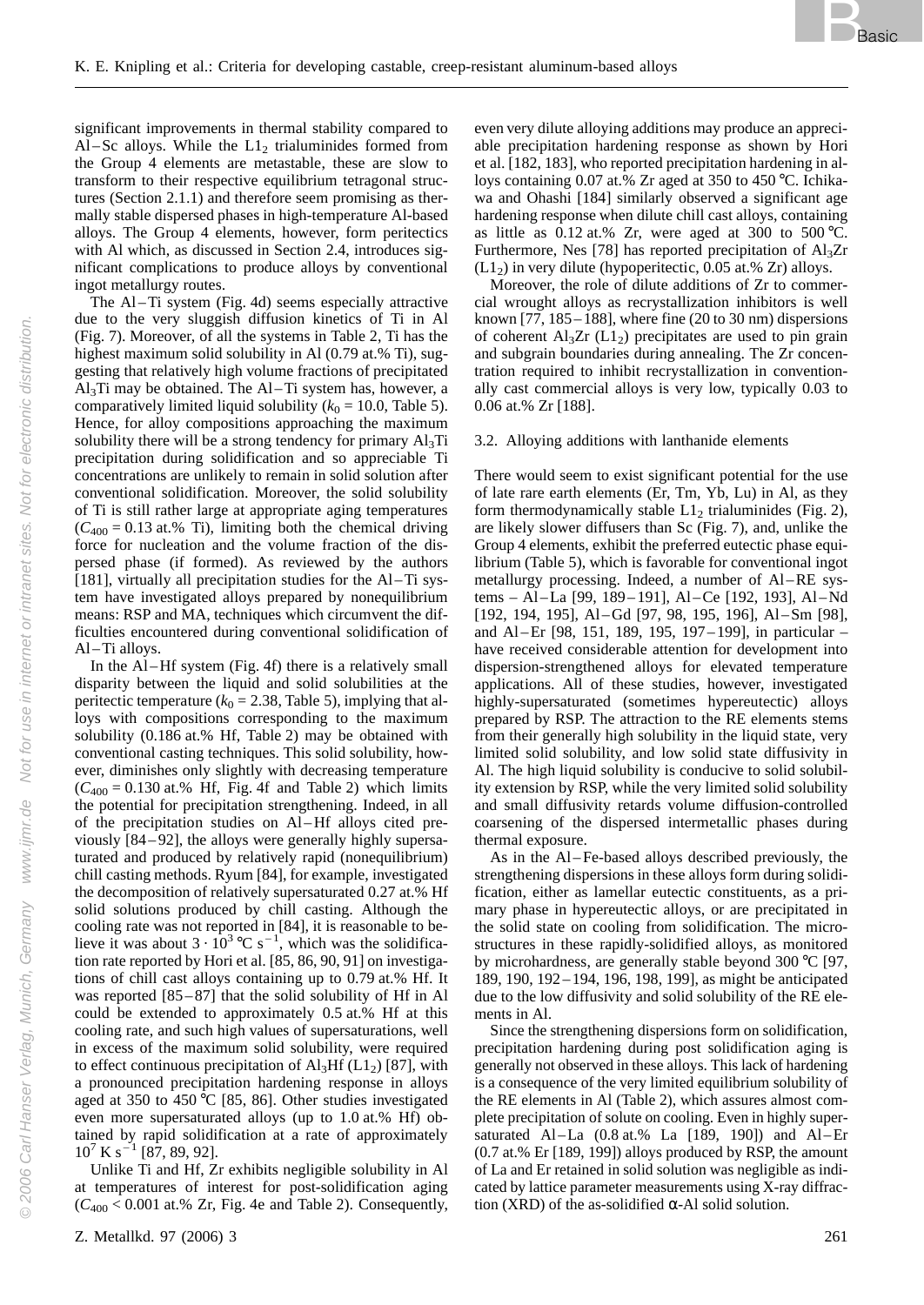significant improvements in thermal stability compared to Al–Sc alloys. While the $L1_2$ trialuminides formed from the Group 4 elements are metastable, these are slow to transform to their respective equilibrium tetragonal structures (Section 2.1.1) and therefore seem promising as thermally stable dispersed phases in high-temperature Al-based alloys. The Group 4 elements, however, form peritectics with Al which, as discussed in Section 2.4, introduces significant complications to produce alloys by conventional ingot metallurgy routes.

The Al–Ti system (Fig. 4d) seems especially attractive due to the very sluggish diffusion kinetics of Ti in Al (Fig. 7). Moreover, of all the systems in Table 2, Ti has the highest maximum solid solubility in Al (0.79 at.% Ti), suggesting that relatively high volume fractions of precipitated $Al_3Ti$ may be obtained. The Al–Ti system has, however, a comparatively limited liquid solubility ($k_0 = 10.0$, Table 5). Hence, for alloy compositions approaching the maximum solubility there will be a strong tendency for primary $Al_3Ti$ precipitation during solidification and so appreciable Ti concentrations are unlikely to remain in solid solution after conventional solidification. Moreover, the solid solubility of Ti is still rather large at appropriate aging temperatures ($C_{400} = 0.13$ at.% Ti), limiting both the chemical driving force for nucleation and the volume fraction of the dispersed phase (if formed). As reviewed by the authors [181], virtually all precipitation studies for the Al–Ti system have investigated alloys prepared by nonequilibrium means: RSP and MA, techniques which circumvent the difficulties encountered during conventional solidification of Al–Ti alloys.

In the Al–Hf system (Fig. 4f) there is a relatively small disparity between the liquid and solid solubilities at the peritectic temperature ($k_0 = 2.38$, Table 5), implying that alloys with compositions corresponding to the maximum solubility (0.186 at.% Hf, Table 2) may be obtained with conventional casting techniques. This solid solubility, however, diminishes only slightly with decreasing temperature ($C_{400} = 0.130$ at.% Hf, Fig. 4f and Table 2) which limits the potential for precipitation strengthening. Indeed, in all of the precipitation studies on Al–Hf alloys cited previously [84–92], the alloys were generally highly supersaturated and produced by relatively rapid (nonequilibrium) chill casting methods. Ryum [84], for example, investigated the decomposition of relatively supersaturated 0.27 at.% Hf solid solutions produced by chill casting. Although the cooling rate was not reported in [84], it is reasonable to believe it was about $3 \cdot 10^3$ °C $s^{-1}$, which was the solidification rate reported by Hori et al. [85, 86, 90, 91] on investigations of chill cast alloys containing up to 0.79 at.% Hf. It was reported [85–87] that the solid solubility of Hf in Al could be extended to approximately 0.5 at.% Hf at this cooling rate, and such high values of supersaturations, well in excess of the maximum solid solubility, were required to effect continuous precipitation of $Al_3Hf$ ($L1_2$) [87], with a pronounced precipitation hardening response in alloys aged at 350 to 450 °C [85, 86]. Other studies investigated even more supersaturated alloys (up to 1.0 at.% Hf) obtained by rapid solidification at a rate of approximately $10^7$ K $s^{-1}$ [87, 89, 92].

Unlike Ti and Hf, Zr exhibits negligible solubility in Al at temperatures of interest for post-solidification aging ($C_{400} < 0.001$ at.% Zr, Fig. 4e and Table 2). Consequently, even very dilute alloying additions may produce an appreciable precipitation hardening response as shown by Hori et al. [182, 183], who reported precipitation hardening in alloys containing 0.07 at.% Zr aged at 350 to 450 °C. Ichikawa and Ohashi [184] similarly observed a significant age hardening response when dilute chill cast alloys, containing as little as 0.12 at.% Zr, were aged at 300 to 500 °C. Furthermore, Nes [78] has reported precipitation of $Al_3Zr$ ($L1_2$) in very dilute (hypoperitectic, 0.05 at.% Zr) alloys.

Moreover, the role of dilute additions of Zr to commercial wrought alloys as recrystallization inhibitors is well known [77, 185–188], where fine (20 to 30 nm) dispersions of coherent $Al_3Zr$ ($L1_2$) precipitates are used to pin grain and subgrain boundaries during annealing. The Zr concentration required to inhibit recrystallization in conventionally cast commercial alloys is very low, typically 0.03 to 0.06 at.% Zr [188].

### 3.2. Alloying additions with lanthanide elements

There would seem to exist significant potential for the use of late rare earth elements (Er, Tm, Yb, Lu) in Al, as they form thermodynamically stable $L1_2$ trialuminides (Fig. 2), are likely slower diffusers than Sc (Fig. 7), and, unlike the Group 4 elements, exhibit the preferred eutectic phase equilibrium (Table 5), which is favorable for conventional ingot metallurgy processing. Indeed, a number of Al–RE systems – Al–La [99, 189–191], Al–Ce [192, 193], Al–Nd [192, 194, 195], Al–Gd [97, 98, 195, 196], Al–Sm [98], and Al–Er [98, 151, 189, 195, 197–199], in particular – have received considerable attention for development into dispersion-strengthened alloys for elevated temperature applications. All of these studies, however, investigated highly-supersaturated (sometimes hypereutectic) alloys prepared by RSP. The attraction to the RE elements stems from their generally high solubility in the liquid state, very limited solid solubility, and low solid state diffusivity in Al. The high liquid solubility is conducive to solid solubility extension by RSP, while the very limited solid solubility and small diffusivity retards volume diffusion-controlled coarsening of the dispersed intermetallic phases during thermal exposure.

As in the Al–Fe-based alloys described previously, the strengthening dispersions in these alloys form during solidification, either as lamellar eutectic constituents, as a primary phase in hypereutectic alloys, or are precipitated in the solid state on cooling from solidification. The microstructures in these rapidly-solidified alloys, as monitored by microhardness, are generally stable beyond 300 °C [97, 189, 190, 192–194, 196, 198, 199], as might be anticipated due to the low diffusivity and solid solubility of the RE elements in Al.

Since the strengthening dispersions form on solidification, precipitation hardening during post solidification aging is generally not observed in these alloys. This lack of hardening is a consequence of the very limited equilibrium solubility of the RE elements in Al (Table 2), which assures almost complete precipitation of solute on cooling. Even in highly supersaturated Al–La (0.8 at.% La [189, 190]) and Al–Er (0.7 at.% Er [189, 199]) alloys produced by RSP, the amount of La and Er retained in solid solution was negligible as indicated by lattice parameter measurements using X-ray diffraction (XRD) of the as-solidified α-Al solid solution.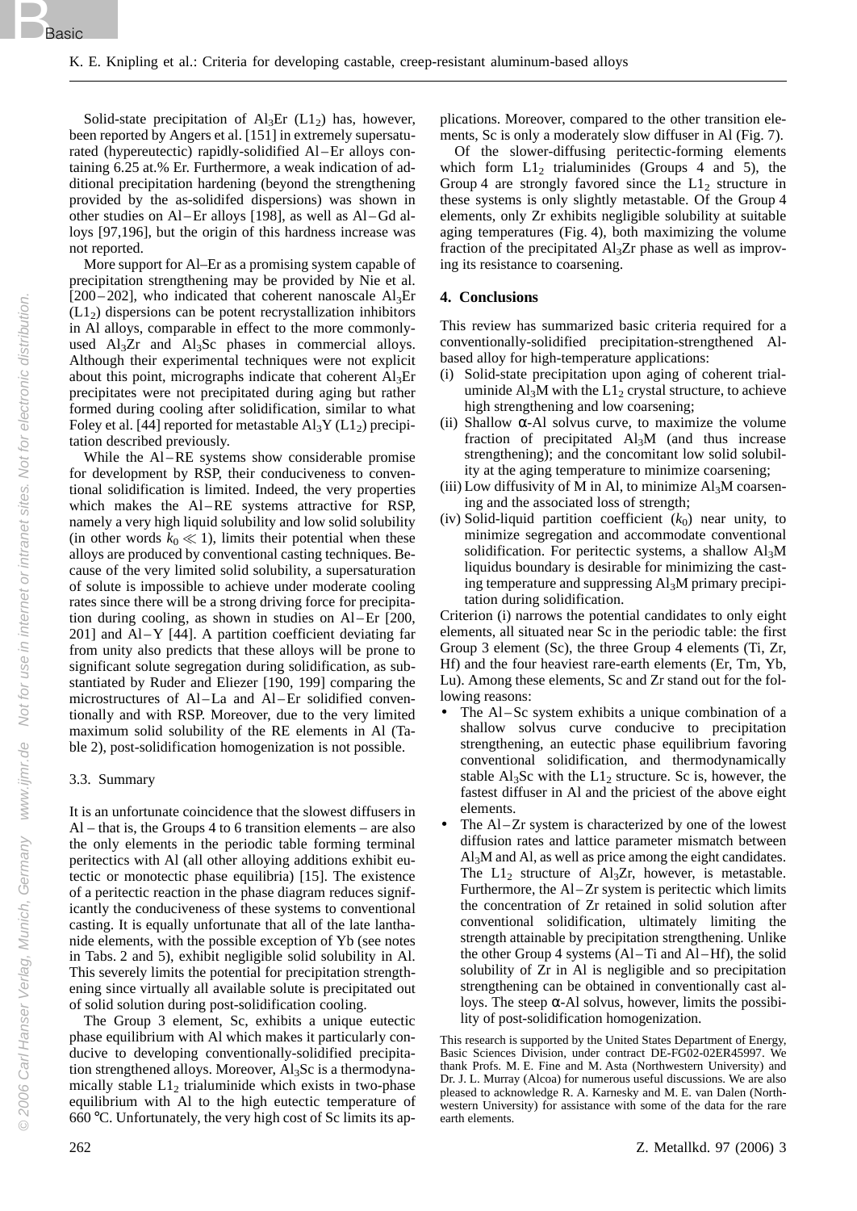Solid-state precipitation of $Al_3Er$ ($L1_2$) has, however, been reported by Angers et al. [151] in extremely supersaturated (hypereutectic) rapidly-solidified Al–Er alloys containing 6.25 at.% Er. Furthermore, a weak indication of additional precipitation hardening (beyond the strengthening provided by the as-solidifed dispersions) was shown in other studies on Al–Er alloys [198], as well as Al–Gd alloys [97,196], but the origin of this hardness increase was not reported.

More support for Al–Er as a promising system capable of precipitation strengthening may be provided by Nie et al. [200–202], who indicated that coherent nanoscale $Al_3Er$ ($L1_2$) dispersions can be potent recrystallization inhibitors in Al alloys, comparable in effect to the more commonly-used $Al_3Zr$ and $Al_3Sc$ phases in commercial alloys. Although their experimental techniques were not explicit about this point, micrographs indicate that coherent $Al_3Er$ precipitates were not precipitated during aging but rather formed during cooling after solidification, similar to what Foley et al. [44] reported for metastable $Al_3Y$ ($L1_2$) precipitation described previously.

While the Al–RE systems show considerable promise for development by RSP, their conduciveness to conventional solidification is limited. Indeed, the very properties which makes the Al–RE systems attractive for RSP, namely a very high liquid solubility and low solid solubility (in other words $k_0 \ll 1$), limits their potential when these alloys are produced by conventional casting techniques. Because of the very limited solid solubility, a supersaturation of solute is impossible to achieve under moderate cooling rates since there will be a strong driving force for precipitation during cooling, as shown in studies on Al–Er [200, 201] and Al–Y [44]. A partition coefficient deviating far from unity also predicts that these alloys will be prone to significant solute segregation during solidification, as substantiated by Ruder and Eliezer [190, 199] comparing the microstructures of Al–La and Al–Er solidified conventionally and with RSP. Moreover, due to the very limited maximum solid solubility of the RE elements in Al (Table 2), post-solidification homogenization is not possible.

### 3.3. Summary

It is an unfortunate coincidence that the slowest diffusers in Al – that is, the Groups 4 to 6 transition elements – are also the only elements in the periodic table forming terminal peritectics with Al (all other alloying additions exhibit eutectic or monotectic phase equilibria) [15]. The existence of a peritectic reaction in the phase diagram reduces significantly the conduciveness of these systems to conventional casting. It is equally unfortunate that all of the late lanthanide elements, with the possible exception of Yb (see notes in Tabs. 2 and 5), exhibit negligible solid solubility in Al. This severely limits the potential for precipitation strengthening since virtually all available solute is precipitated out of solid solution during post-solidification cooling.

The Group 3 element, Sc, exhibits a unique eutectic phase equilibrium with Al which makes it particularly conducive to developing conventionally-solidified precipitation strengthened alloys. Moreover, $Al_3Sc$ is a thermodynamically stable $L1_2$ trialuminide which exists in two-phase equilibrium with Al to the high eutectic temperature of 660 °C. Unfortunately, the very high cost of Sc limits its applications. Moreover, compared to the other transition elements, Sc is only a moderately slow diffuser in Al (Fig. 7).

Of the slower-diffusing peritectic-forming elements which form $L1_2$ trialuminides (Groups 4 and 5), the Group 4 are strongly favored since the $L1_2$ structure in these systems is only slightly metastable. Of the Group 4 elements, only Zr exhibits negligible solubility at suitable aging temperatures (Fig. 4), both maximizing the volume fraction of the precipitated $Al_3Zr$ phase as well as improving its resistance to coarsening.

## 4. Conclusions

This review has summarized basic criteria required for a conventionally-solidified precipitation-strengthened Al-based alloy for high-temperature applications:

(i) Solid-state precipitation upon aging of coherent trialuminide $Al_3M$ with the $L1_2$ crystal structure, to achieve high strengthening and low coarsening;

(ii) Shallow α-Al solvus curve, to maximize the volume fraction of precipitated $Al_3M$ (and thus increase strengthening); and the concomitant low solid solubility at the aging temperature to minimize coarsening;

(iii) Low diffusivity of M in Al, to minimize $Al_3M$ coarsening and the associated loss of strength;

(iv) Solid-liquid partition coefficient ($k_0$) near unity, to minimize segregation and accommodate conventional solidification. For peritectic systems, a shallow $Al_3M$ liquidus boundary is desirable for minimizing the casting temperature and suppressing $Al_3M$ primary precipitation during solidification.

Criterion (i) narrows the potential candidates to only eight elements, all situated near Sc in the periodic table: the first Group 3 element (Sc), the three Group 4 elements (Ti, Zr, Hf) and the four heaviest rare-earth elements (Er, Tm, Yb, Lu). Among these elements, Sc and Zr stand out for the following reasons:

- The Al–Sc system exhibits a unique combination of a shallow solvus curve conducive to precipitation strengthening, an eutectic phase equilibrium favoring conventional solidification, and thermodynamically stable $Al_3Sc$ with the $L1_2$ structure. Sc is, however, the fastest diffuser in Al and the priciest of the above eight elements.
- The Al–Zr system is characterized by one of the lowest diffusion rates and lattice parameter mismatch between $Al_3M$ and Al, as well as price among the eight candidates. The $L1_2$ structure of $Al_3Zr$, however, is metastable. Furthermore, the Al–Zr system is peritectic which limits the concentration of Zr retained in solid solution after conventional solidification, ultimately limiting the strength attainable by precipitation strengthening. Unlike the other Group 4 systems (Al–Ti and Al–Hf), the solid solubility of Zr in Al is negligible and so precipitation strengthening can be obtained in conventionally cast alloys. The steep α-Al solvus, however, limits the possibility of post-solidification homogenization.

This research is supported by the United States Department of Energy, Basic Sciences Division, under contract DE-FG02-02ER45997. We thank Profs. M. E. Fine and M. Asta (Northwestern University) and Dr. J. L. Murray (Alcoa) for numerous useful discussions. We are also pleased to acknowledge R. A. Karnesky and M. E. van Dalen (Northwestern University) for assistance with some of the data for the rare earth elements.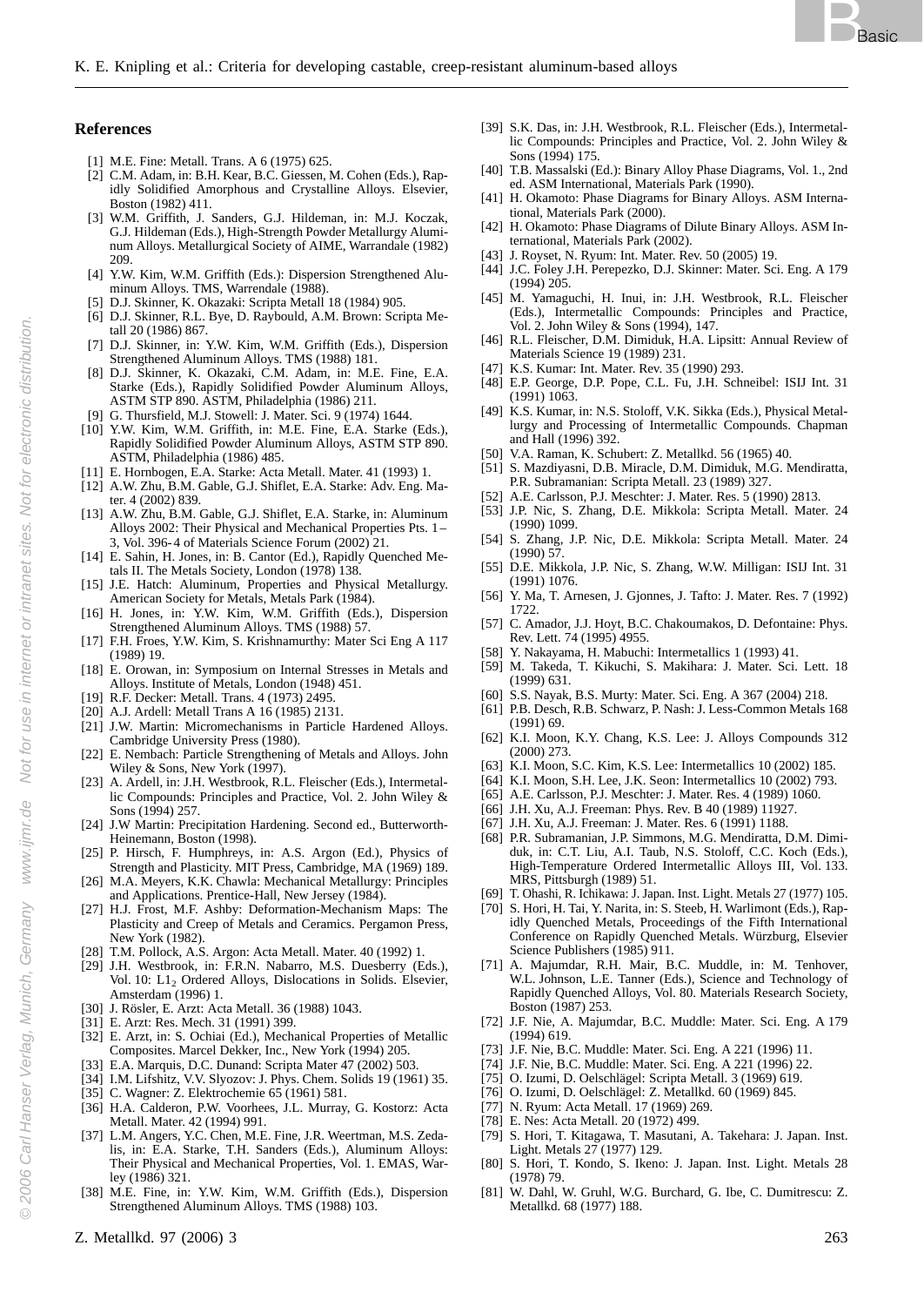## References

[1] M.E. Fine: Metall. Trans. A 6 (1975) 625.
[2] C.M. Adam, in: B.H. Kear, B.C. Giessen, M. Cohen (Eds.), Rapidly Solidified Amorphous and Crystalline Alloys. Elsevier, Boston (1982) 411.
[3] W.M. Griffith, J. Sanders, G.J. Hildeman, in: M.J. Koczak, G.J. Hildeman (Eds.), High-Strength Powder Metallurgy Aluminum Alloys. Metallurgical Society of AIME, Warrandale (1982) 209.
[4] Y.W. Kim, W.M. Griffith (Eds.): Dispersion Strengthened Aluminum Alloys. TMS, Warrendale (1988).
[5] D.J. Skinner, K. Okazaki: Scripta Metall 18 (1984) 905.
[6] D.J. Skinner, R.L. Bye, D. Raybould, A.M. Brown: Scripta Metall 20 (1986) 867.
[7] D.J. Skinner, in: Y.W. Kim, W.M. Griffith (Eds.), Dispersion Strengthened Aluminum Alloys. TMS (1988) 181.
[8] D.J. Skinner, K. Okazaki, C.M. Adam, in: M.E. Fine, E.A. Starke (Eds.), Rapidly Solidified Powder Aluminum Alloys, ASTM STP 890. ASTM, Philadelphia (1986) 211.
[9] G. Thursfield, M.J. Stowell: J. Mater. Sci. 9 (1974) 1644.
[10] Y.W. Kim, W.M. Griffith, in: M.E. Fine, E.A. Starke (Eds.), Rapidly Solidified Powder Aluminum Alloys, ASTM STP 890. ASTM, Philadelphia (1986) 485.
[11] E. Hornbogen, E.A. Starke: Acta Metall. Mater. 41 (1993) 1.
[12] A.W. Zhu, B.M. Gable, G.J. Shiflet, E.A. Starke: Adv. Eng. Mater. 4 (2002) 839.
[13] A.W. Zhu, B.M. Gable, G.J. Shiflet, E.A. Starke, in: Aluminum Alloys 2002: Their Physical and Mechanical Properties Pts. 1–3, Vol. 396-4 of Materials Science Forum (2002) 21.
[14] E. Sahin, H. Jones, in: B. Cantor (Ed.), Rapidly Quenched Metals II. The Metals Society, London (1978) 138.
[15] J.E. Hatch: Aluminum, Properties and Physical Metallurgy. American Society for Metals, Metals Park (1984).
[16] H. Jones, in: Y.W. Kim, W.M. Griffith (Eds.), Dispersion Strengthened Aluminum Alloys. TMS (1988) 57.
[17] F.H. Froes, Y.W. Kim, S. Krishnamurthy: Mater Sci Eng A 117 (1989) 19.
[18] E. Orowan, in: Symposium on Internal Stresses in Metals and Alloys. Institute of Metals, London (1948) 451.
[19] R.F. Decker: Metall. Trans. 4 (1973) 2495.
[20] A.J. Ardell: Metall Trans A 16 (1985) 2131.
[21] J.W. Martin: Micromechanisms in Particle Hardened Alloys. Cambridge University Press (1980).
[22] E. Nembach: Particle Strengthening of Metals and Alloys. John Wiley & Sons, New York (1997).
[23] A. Ardell, in: J.H. Westbrook, R.L. Fleischer (Eds.), Intermetallic Compounds: Principles and Practice, Vol. 2. John Wiley & Sons (1994) 257.
[24] J.W Martin: Precipitation Hardening. Second ed., Butterworth-Heinemann, Boston (1998).
[25] P. Hirsch, F. Humphreys, in: A.S. Argon (Ed.), Physics of Strength and Plasticity. MIT Press, Cambridge, MA (1969) 189.
[26] M.A. Meyers, K.K. Chawla: Mechanical Metallurgy: Principles and Applications. Prentice-Hall, New Jersey (1984).
[27] H.J. Frost, M.F. Ashby: Deformation-Mechanism Maps: The Plasticity and Creep of Metals and Ceramics. Pergamon Press, New York (1982).
[28] T.M. Pollock, A.S. Argon: Acta Metall. Mater. 40 (1992) 1.
[29] J.H. Westbrook, in: F.R.N. Nabarro, M.S. Duesberry (Eds.), Vol. 10: $L1_2$ Ordered Alloys, Dislocations in Solids. Elsevier, Amsterdam (1996) 1.
[30] J. Rösler, E. Arzt: Acta Metall. 36 (1988) 1043.
[31] E. Arzt: Res. Mech. 31 (1991) 399.
[32] E. Arzt, in: S. Ochiai (Ed.), Mechanical Properties of Metallic Composites. Marcel Dekker, Inc., New York (1994) 205.
[33] E.A. Marquis, D.C. Dunand: Scripta Mater 47 (2002) 503.
[34] I.M. Lifshitz, V.V. Slyozov: J. Phys. Chem. Solids 19 (1961) 35.
[35] C. Wagner: Z. Elektrochemie 65 (1961) 581.
[36] H.A. Calderon, P.W. Voorhees, J.L. Murray, G. Kostorz: Acta Metall. Mater. 42 (1994) 991.
[37] L.M. Angers, Y.C. Chen, M.E. Fine, J.R. Weertman, M.S. Zedalis, in: E.A. Starke, T.H. Sanders (Eds.), Aluminum Alloys: Their Physical and Mechanical Properties, Vol. 1. EMAS, Warley (1986) 321.
[38] M.E. Fine, in: Y.W. Kim, W.M. Griffith (Eds.), Dispersion Strengthened Aluminum Alloys. TMS (1988) 103.
[39] S.K. Das, in: J.H. Westbrook, R.L. Fleischer (Eds.), Intermetallic Compounds: Principles and Practice, Vol. 2. John Wiley & Sons (1994) 175.
[40] T.B. Massalski (Ed.): Binary Alloy Phase Diagrams, Vol. 1., 2nd ed. ASM International, Materials Park (1990).
[41] H. Okamoto: Phase Diagrams for Binary Alloys. ASM International, Materials Park (2000).
[42] H. Okamoto: Phase Diagrams of Dilute Binary Alloys. ASM International, Materials Park (2002).
[43] J. Royset, N. Ryum: Int. Mater. Rev. 50 (2005) 19.
[44] J.C. Foley J.H. Perepezko, D.J. Skinner: Mater. Sci. Eng. A 179 (1994) 205.
[45] M. Yamaguchi, H. Inui, in: J.H. Westbrook, R.L. Fleischer (Eds.), Intermetallic Compounds: Principles and Practice, Vol. 2. John Wiley & Sons (1994), 147.
[46] R.L. Fleischer, D.M. Dimiduk, H.A. Lipsitt: Annual Review of Materials Science 19 (1989) 231.
[47] K.S. Kumar: Int. Mater. Rev. 35 (1990) 293.
[48] E.P. George, D.P. Pope, C.L. Fu, J.H. Schneibel: ISIJ Int. 31 (1991) 1063.
[49] K.S. Kumar, in: N.S. Stoloff, V.K. Sikka (Eds.), Physical Metallurgy and Processing of Intermetallic Compounds. Chapman and Hall (1996) 392.
[50] V.A. Raman, K. Schubert: Z. Metallkd. 56 (1965) 40.
[51] S. Mazdiyasni, D.B. Miracle, D.M. Dimiduk, M.G. Mendiratta, P.R. Subramanian: Scripta Metall. 23 (1989) 327.
[52] A.E. Carlsson, P.J. Meschter: J. Mater. Res. 5 (1990) 2813.
[53] J.P. Nic, S. Zhang, D.E. Mikkola: Scripta Metall. Mater. 24 (1990) 1099.
[54] S. Zhang, J.P. Nic, D.E. Mikkola: Scripta Metall. Mater. 24 (1990) 57.
[55] D.E. Mikkola, J.P. Nic, S. Zhang, W.W. Milligan: ISIJ Int. 31 (1991) 1076.
[56] Y. Ma, T. Arnesen, J. Gjonnes, J. Tafto: J. Mater. Res. 7 (1992) 1722.
[57] C. Amador, J.J. Hoyt, B.C. Chakoumakos, D. Defontaine: Phys. Rev. Lett. 74 (1995) 4955.
[58] Y. Nakayama, H. Mabuchi: Intermetallics 1 (1993) 41.
[59] M. Takeda, T. Kikuchi, S. Makihara: J. Mater. Sci. Lett. 18 (1999) 631.
[60] S.S. Nayak, B.S. Murty: Mater. Sci. Eng. A 367 (2004) 218.
[61] P.B. Desch, R.B. Schwarz, P. Nash: J. Less-Common Metals 168 (1991) 69.
[62] K.I. Moon, K.Y. Chang, K.S. Lee: J. Alloys Compounds 312 (2000) 273.
[63] K.I. Moon, S.C. Kim, K.S. Lee: Intermetallics 10 (2002) 185.
[64] K.I. Moon, S.H. Lee, J.K. Seon: Intermetallics 10 (2002) 793.
[65] A.E. Carlsson, P.J. Meschter: J. Mater. Res. 4 (1989) 1060.
[66] J.H. Xu, A.J. Freeman: Phys. Rev. B 40 (1989) 11927.
[67] J.H. Xu, A.J. Freeman: J. Mater. Res. 6 (1991) 1188.
[68] P.R. Subramanian, J.P. Simmons, M.G. Mendiratta, D.M. Dimiduk, in: C.T. Liu, A.I. Taub, N.S. Stoloff, C.C. Koch (Eds.), High-Temperature Ordered Intermetallic Alloys III, Vol. 133. MRS, Pittsburgh (1989) 51.
[69] T. Ohashi, R. Ichikawa: J. Japan. Inst. Light. Metals 27 (1977) 105.
[70] S. Hori, H. Tai, Y. Narita, in: S. Steeb, H. Warlimont (Eds.), Rapidly Quenched Metals, Proceedings of the Fifth International Conference on Rapidly Quenched Metals. Würzburg, Elsevier Science Publishers (1985) 911.
[71] A. Majumdar, R.H. Mair, B.C. Muddle, in: M. Tenhover, W.L. Johnson, L.E. Tanner (Eds.), Science and Technology of Rapidly Quenched Alloys, Vol. 80. Materials Research Society, Boston (1987) 253.
[72] J.F. Nie, A. Majumdar, B.C. Muddle: Mater. Sci. Eng. A 179 (1994) 619.
[73] J.F. Nie, B.C. Muddle: Mater. Sci. Eng. A 221 (1996) 11.
[74] J.F. Nie, B.C. Muddle: Mater. Sci. Eng. A 221 (1996) 22.
[75] O. Izumi, D. Oelschlägel: Scripta Metall. 3 (1969) 619.
[76] O. Izumi, D. Oelschlägel: Z. Metallkd. 60 (1969) 845.
[77] N. Ryum: Acta Metall. 17 (1969) 269.
[78] E. Nes: Acta Metall. 20 (1972) 499.
[79] S. Hori, T. Kitagawa, T. Masutani, A. Takehara: J. Japan. Inst. Light. Metals 27 (1977) 129.
[80] S. Hori, T. Kondo, S. Ikeno: J. Japan. Inst. Light. Metals 28 (1978) 79.
[81] W. Dahl, W. Gruhl, W.G. Burchard, G. Ibe, C. Dumitrescu: Z. Metallkd. 68 (1977) 188.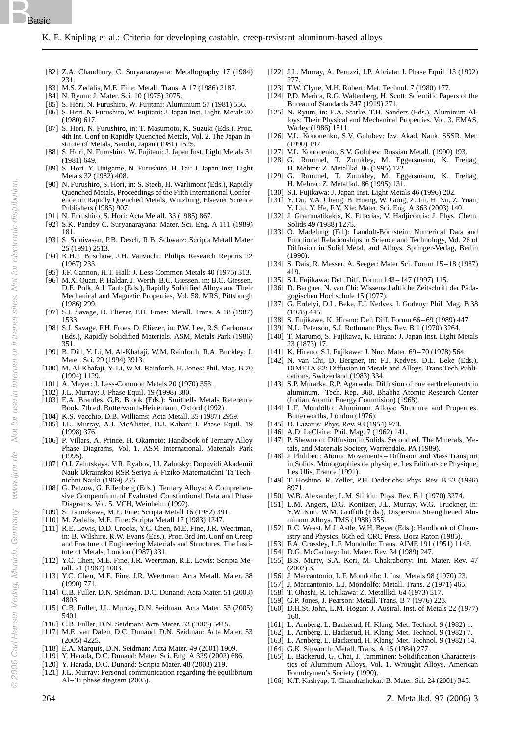[82] Z.A. Chaudhury, C. Suryanarayana: Metallography 17 (1984) 231.
[83] M.S. Zedalis, M.E. Fine: Metall. Trans. A 17 (1986) 2187.
[84] N. Ryum: J. Mater. Sci. 10 (1975) 2075.
[85] S. Hori, N. Furushiro, W. Fujitani: Aluminium 57 (1981) 556.
[86] S. Hori, N. Furushiro, W. Fujitani: J. Japan Inst. Light. Metals 30 (1980) 617.
[87] S. Hori, N. Furushiro, in: T. Masumoto, K. Suzuki (Eds.), Proc. 4th Int. Conf on Rapidly Quenched Metals, Vol. 2. The Japan Institute of Metals, Sendai, Japan (1981) 1525.
[88] S. Hori, N. Furushiro, W. Fujitani: J. Japan Inst. Light Metals 31 (1981) 649.
[89] S. Hori, Y. Unigame, N. Furushiro, H. Tai: J. Japan Inst. Light Metals 32 (1982) 408.
[90] N. Furushiro, S. Hori, in: S. Steeb, H. Warlimont (Eds.), Rapidly Quenched Metals, Proceedings of the Fifth International Conference on Rapidly Quenched Metals, Würzburg, Elsevier Science Publishers (1985) 907.
[91] N. Furushiro, S. Hori: Acta Metall. 33 (1985) 867.
[92] S.K. Pandey C. Suryanarayana: Mater. Sci. Eng. A 111 (1989) 181.
[93] S. Srinivasan, P.B. Desch, R.B. Schwarz: Scripta Metall Mater 25 (1991) 2513.
[94] K.H.J. Buschow, J.H. Vanvucht: Philips Research Reports 22 (1967) 233.
[95] J.F. Cannon, H.T. Hall: J. Less-Common Metals 40 (1975) 313.
[96] M.X. Quan, P. Haldar, J. Werth, B.C. Giessen, in: B.C. Giessen, D.E. Polk, A.I. Taub (Eds.), Rapidly Solidified Alloys and Their Mechanical and Magnetic Properties, Vol. 58. MRS, Pittsburgh (1986) 299.
[97] S.J. Savage, D. Eliezer, F.H. Froes: Metall. Trans. A 18 (1987) 1533.
[98] S.J. Savage, F.H. Froes, D. Eliezer, in: P.W. Lee, R.S. Carbonara (Eds.), Rapidly Solidified Materials. ASM, Metals Park (1986) 351.
[99] B. Dill, Y. Li, M. Al-Khafaji, W.M. Rainforth, R.A. Buckley: J. Mater. Sci. 29 (1994) 3913.
[100] M. Al-Khafaji, Y. Li, W.M. Rainforth, H. Jones: Phil. Mag. B 70 (1994) 1129.
[101] A. Meyer: J. Less-Common Metals 20 (1970) 353.
[102] J.L. Murray: J. Phase Equil. 19 (1998) 380.
[103] E.A. Brandes, G.B. Brook (Eds.): Smithells Metals Reference Book. 7th ed. Butterworth-Heinemann, Oxford (1992).
[104] K.S. Vecchio, D.B. Williams: Acta Metall. 35 (1987) 2959.
[105] J.L. Murray, A.J. McAlister, D.J. Kahan: J. Phase Equil. 19 (1998) 376.
[106] P. Villars, A. Prince, H. Okamoto: Handbook of Ternary Alloy Phase Diagrams, Vol. 1. ASM International, Materials Park (1995).
[107] O.I. Zalutskaya, V.R. Ryabov, I.I. Zalutsky: Dopovidi Akademii Nauk Ukrainskoi RSR Seriya A-Fiziko-Matematichni Ta Technichni Nauki (1969) 255.
[108] G. Petzow, G. Effenberg (Eds.): Ternary Alloys: A Comprehensive Compendium of Evaluated Constitutional Data and Phase Diagrams, Vol. 5. VCH, Weinheim (1992).
[109] S. Tsunekawa, M.E. Fine: Scripta Metall 16 (1982) 391.
[110] M. Zedalis, M.E. Fine: Scripta Metall 17 (1983) 1247.
[111] R.E. Lewis, D.D. Crooks, Y.C. Chen, M.E. Fine, J.R. Weertman, in: B. Wilshire, R.W. Evans (Eds.), Proc. 3rd Int. Conf on Creep and Fracture of Engineering Materials and Structures. The Institute of Metals, London (1987) 331.
[112] Y.C. Chen, M.E. Fine, J.R. Weertman, R.E. Lewis: Scripta Metall. 21 (1987) 1003.
[113] Y.C. Chen, M.E. Fine, J.R. Weertman: Acta Metall. Mater. 38 (1990) 771.
[114] C.B. Fuller, D.N. Seidman, D.C. Dunand: Acta Mater. 51 (2003) 4803.
[115] C.B. Fuller, J.L. Murray, D.N. Seidman: Acta Mater. 53 (2005) 5401.
[116] C.B. Fuller, D.N. Seidman: Acta Mater. 53 (2005) 5415.
[117] M.E. van Dalen, D.C. Dunand, D.N. Seidman: Acta Mater. 53 (2005) 4225.
[118] E.A. Marquis, D.N. Seidman: Acta Mater. 49 (2001) 1909.
[119] Y. Harada, D.C. Dunand: Mater. Sci. Eng. A 329 (2002) 686.
[120] Y. Harada, D.C. Dunand: Scripta Mater. 48 (2003) 219.
[121] J.L. Murray: Personal communication regarding the equilibrium Al–Ti phase diagram (2005).
[122] J.L. Murray, A. Peruzzi, J.P. Abriata: J. Phase Equil. 13 (1992) 277.
[123] T.W. Clyne, M.H. Robert: Met. Technol. 7 (1980) 177.
[124] P.D. Merica, R.G. Waltenberg, H. Scott: Scientific Papers of the Bureau of Standards 347 (1919) 271.
[125] N. Ryum, in: E.A. Starke, T.H. Sanders (Eds.), Aluminum Alloys: Their Physical and Mechanical Properties, Vol. 3. EMAS, Warley (1986) 1511.
[126] V.L. Kononenko, S.V. Golubev: Izv. Akad. Nauk. SSSR, Met. (1990) 197.
[127] V.L. Kononenko, S.V. Golubev: Russian Metall. (1990) 193.
[128] G. Rummel, T. Zumkley, M. Eggersmann, K. Freitag, H. Mehrer: Z. Metallkd. 86 (1995) 122.
[129] G. Rummel, T. Zumkley, M. Eggersmann, K. Freitag, H. Mehrer: Z. Metallkd. 86 (1995) 131.
[130] S.I. Fujikawa: J. Japan Inst. Light Metals 46 (1996) 202.
[131] Y. Du, Y.A. Chang, B. Huang, W. Gong, Z. Jin, H. Xu, Z. Yuan, Y. Liu, Y. He, F.Y. Xie: Mater. Sci. Eng. A 363 (2003) 140.
[132] J. Grammatikakis, K. Eftaxias, V. Hadjicontis: J. Phys. Chem. Solids 49 (1988) 1275.
[133] O. Madelung (Ed.): Landolt-Börnstein: Numerical Data and Functional Relationships in Science and Technology, Vol. 26 of Diffusion in Solid Metal. and Alloys. Springer-Verlag, Berlin (1990).
[134] S. Dais, R. Messer, A. Seeger: Mater Sci. Forum 15–18 (1987) 419.
[135] S.I. Fujikawa: Def. Diff. Forum 143–147 (1997) 115.
[136] D. Bergner, N. van Chi: Wissenschaftliche Zeitschrift der Pädagogischen Hochschule 15 (1977).
[137] G. Erdelyi, D.L. Beke, F.J. Kedves, I. Godeny: Phil. Mag. B 38 (1978) 445.
[138] S. Fujikawa, K. Hirano: Def. Diff. Forum 66–69 (1989) 447.
[139] N.L. Peterson, S.J. Rothman: Phys. Rev. B 1 (1970) 3264.
[140] T. Marumo, S. Fujikawa, K. Hirano: J. Japan Inst. Light Metals 23 (1873) 17.
[141] K. Hirano, S.I. Fujikawa: J. Nuc. Mater. 69–70 (1978) 564.
[142] N. van Chi, D. Bergner, in: F.J. Kedves, D.L. Beke (Eds.), DIMETA-82: Diffusion in Metals and Alloys. Trans Tech Publications, Switzerland (1983) 334.
[143] S.P. Murarka, R.P. Agarwala: Diffusion of rare earth elements in aluminum. Tech. Rep. 368, Bhabha Atomic Research Center (Indian Atomic Energy Commision) (1968).
[144] L.F. Mondolfo: Aluminum Alloys: Structure and Properties. Butterworths, London (1976).
[145] D. Lazarus: Phys. Rev. 93 (1954) 973.
[146] A.D. LeClaire: Phil. Mag. 7 (1962) 141.
[147] P. Shewmon: Diffusion in Solids. Second ed. The Minerals, Metals, and Materials Society, Warrendale, PA (1989).
[148] J. Philibert: Atom Movements – Diffusion and Mass Transport in Solids. Monographies de physique. Les Editions de Physique, Les Ulis, France (1991).
[149] T. Hoshino, R. Zeller, P.H. Dederichs: Phys. Rev. B 53 (1996) 8971.
[150] W.B. Alexander, L.M. Slifkin: Phys. Rev. B 1 (1970) 3274.
[151] L.M. Angers, D.G. Konitzer, J.L. Murray, W.G. Truckner, in: Y.W. Kim, W.M. Griffith (Eds.), Dispersion Strengthened Aluminum Alloys. TMS (1988) 355.
[152] R.C. Weast, M.J. Astle, W.H. Beyer (Eds.): Handbook of Chemistry and Physics, 66th ed. CRC Press, Boca Raton (1985).
[153] F.A. Crossley, L.F. Mondolfo: Trans. AIME 191 (1951) 1143.
[154] D.G. McCartney: Int. Mater. Rev. 34 (1989) 247.
[155] B.S. Murty, S.A. Kori, M. Chakraborty: Int. Mater. Rev. 47 (2002) 3.
[156] J. Marcantonio, L.F. Mondolfo: J. Inst. Metals 98 (1970) 23.
[157] J. Marcantonio, L.J. Mondolfo: Metall. Trans. 2 (1971) 465.
[158] T. Ohashi, R. Ichikawa: Z. Metallkd. 64 (1973) 517.
[159] G.P. Jones, J. Pearson: Metall. Trans. B 7 (1976) 223.
[160] D.H.St. John, L.M. Hogan: J. Austral. Inst. of Metals 22 (1977) 160.
[161] L. Arnberg, L. Backerud, H. Klang: Met. Technol. 9 (1982) 1.
[162] L. Arnberg, L. Backerud, H. Klang: Met. Technol. 9 (1982) 7.
[163] L. Arnberg, L. Backerud, H. Klang: Met. Technol. 9 (1982) 14.
[164] G.K. Sigworth: Metall. Trans. A 15 (1984) 277.
[165] L. Bäckerud, G. Chai, J. Tamminen: Solidification Characteristics of Aluminum Alloys. Vol. 1. Wrought Alloys. American Foundrymen's Society (1990).
[166] K.T. Kashyap, T. Chandrashekar: B. Mater. Sci. 24 (2001) 345.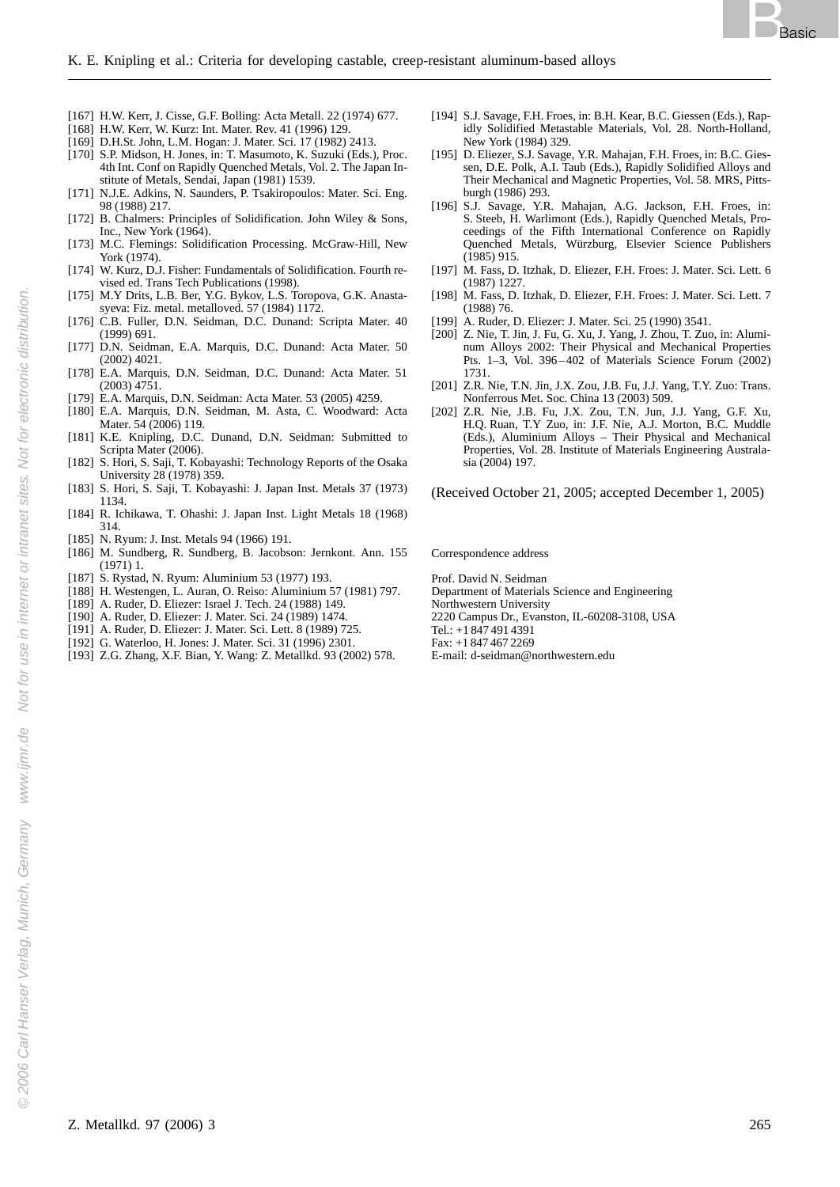[167] H.W. Kerr, J. Cisse, G.F. Bolling: Acta Metall. 22 (1974) 677.
[168] H.W. Kerr, W. Kurz: Int. Mater. Rev. 41 (1996) 129.
[169] D.H.St. John, L.M. Hogan: J. Mater. Sci. 17 (1982) 2413.
[170] S.P. Midson, H. Jones, in: T. Masumoto, K. Suzuki (Eds.), Proc. 4th Int. Conf on Rapidly Quenched Metals, Vol. 2. The Japan Institute of Metals, Sendai, Japan (1981) 1539.
[171] N.J.E. Adkins, N. Saunders, P. Tsakiropoulos: Mater. Sci. Eng. 98 (1988) 217.
[172] B. Chalmers: Principles of Solidification. John Wiley & Sons, Inc., New York (1964).
[173] M.C. Flemings: Solidification Processing. McGraw-Hill, New York (1974).
[174] W. Kurz, D.J. Fisher: Fundamentals of Solidification. Fourth revised ed. Trans Tech Publications (1998).
[175] M.Y Drits, L.B. Ber, Y.G. Bykov, L.S. Toropova, G.K. Anastasyeva: Fiz. metal. metalloved. 57 (1984) 1172.
[176] C.B. Fuller, D.N. Seidman, D.C. Dunand: Scripta Mater. 40 (1999) 691.
[177] D.N. Seidman, E.A. Marquis, D.C. Dunand: Acta Mater. 50 (2002) 4021.
[178] E.A. Marquis, D.N. Seidman, D.C. Dunand: Acta Mater. 51 (2003) 4751.
[179] E.A. Marquis, D.N. Seidman: Acta Mater. 53 (2005) 4259.
[180] E.A. Marquis, D.N. Seidman, M. Asta, C. Woodward: Acta Mater. 54 (2006) 119.
[181] K.E. Knipling, D.C. Dunand, D.N. Seidman: Submitted to Scripta Mater (2006).
[182] S. Hori, S. Saji, T. Kobayashi: Technology Reports of the Osaka University 28 (1978) 359.
[183] S. Hori, S. Saji, T. Kobayashi: J. Japan Inst. Metals 37 (1973) 1134.
[184] R. Ichikawa, T. Ohashi: J. Japan Inst. Light Metals 18 (1968) 314.
[185] N. Ryum: J. Inst. Metals 94 (1966) 191.
[186] M. Sundberg, R. Sundberg, B. Jacobson: Jernkont. Ann. 155 (1971) 1.
[187] S. Rystad, N. Ryum: Aluminium 53 (1977) 193.
[188] H. Westengen, L. Auran, O. Reiso: Aluminium 57 (1981) 797.
[189] A. Ruder, D. Eliezer: Israel J. Tech. 24 (1988) 149.
[190] A. Ruder, D. Eliezer: J. Mater. Sci. 24 (1989) 1474.
[191] A. Ruder, D. Eliezer: J. Mater. Sci. Lett. 8 (1989) 725.
[192] G. Waterloo, H. Jones: J. Mater. Sci. 31 (1996) 2301.
[193] Z.G. Zhang, X.F. Bian, Y. Wang: Z. Metallkd. 93 (2002) 578.
[194] S.J. Savage, F.H. Froes, in: B.H. Kear, B.C. Giessen (Eds.), Rapidly Solidified Metastable Materials, Vol. 28. North-Holland, New York (1984) 329.
[195] D. Eliezer, S.J. Savage, Y.R. Mahajan, F.H. Froes, in: B.C. Giessen, D.E. Polk, A.I. Taub (Eds.), Rapidly Solidified Alloys and Their Mechanical and Magnetic Properties, Vol. 58. MRS, Pittsburgh (1986) 293.
[196] S.J. Savage, Y.R. Mahajan, A.G. Jackson, F.H. Froes, in: S. Steeb, H. Warlimont (Eds.), Rapidly Quenched Metals, Proceedings of the Fifth International Conference on Rapidly Quenched Metals, Würzburg, Elsevier Science Publishers (1985) 915.
[197] M. Fass, D. Itzhak, D. Eliezer, F.H. Froes: J. Mater. Sci. Lett. 6 (1987) 1227.
[198] M. Fass, D. Itzhak, D. Eliezer, F.H. Froes: J. Mater. Sci. Lett. 7 (1988) 76.
[199] A. Ruder, D. Eliezer: J. Mater. Sci. 25 (1990) 3541.
[200] Z. Nie, T. Jin, J. Fu, G. Xu, J. Yang, J. Zhou, T. Zuo, in: Aluminum Alloys 2002: Their Physical and Mechanical Properties Pts. 1–3, Vol. 396–402 of Materials Science Forum (2002) 1731.
[201] Z.R. Nie, T.N. Jin, J.X. Zou, J.B. Fu, J.J. Yang, T.Y. Zuo: Trans. Nonferrous Met. Soc. China 13 (2003) 509.
[202] Z.R. Nie, J.B. Fu, J.X. Zou, T.N. Jun, J.J. Yang, G.F. Xu, H.Q. Ruan, T.Y Zuo, in: J.F. Nie, A.J. Morton, B.C. Muddle (Eds.), Aluminium Alloys – Their Physical and Mechanical Properties, Vol. 28. Institute of Materials Engineering Australasia (2004) 197.

(Received October 21, 2005; accepted December 1, 2005)

Correspondence address

Prof. David N. Seidman
Department of Materials Science and Engineering
Northwestern University
2220 Campus Dr., Evanston, IL-60208-3108, USA
Tel.: +1 847 491 4391
Fax: +1 847 467 2269
E-mail: d-seidman@northwestern.edu